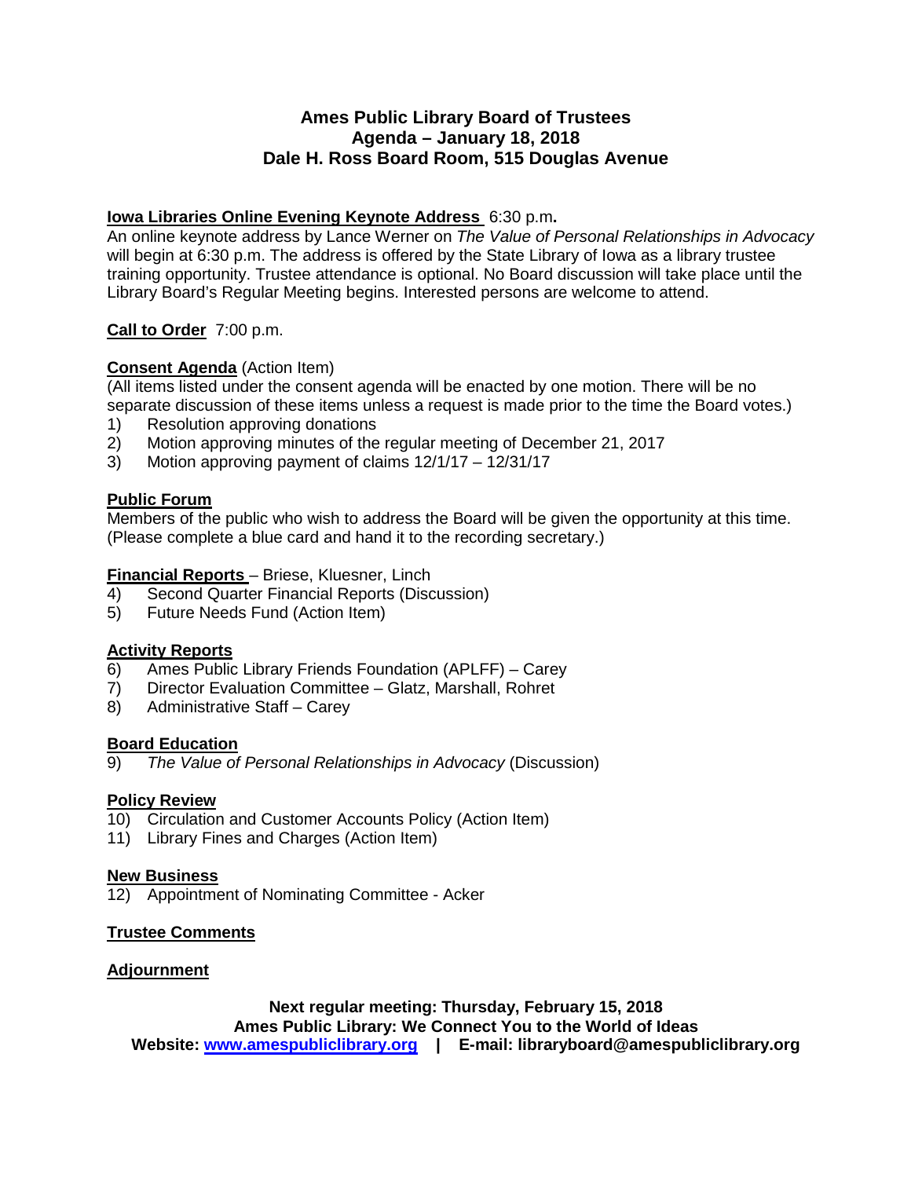# Ames Public Library Board of Trustees
## Agenda – January 18, 2018
## Dale H. Ross Board Room, 515 Douglas Avenue

**Iowa Libraries Online Evening Keynote Address** 6:30 p.m.
An online keynote address by Lance Werner on *The Value of Personal Relationships in Advocacy* will begin at 6:30 p.m. The address is offered by the State Library of Iowa as a library trustee training opportunity. Trustee attendance is optional. No Board discussion will take place until the Library Board's Regular Meeting begins. Interested persons are welcome to attend.

**Call to Order** 7:00 p.m.

**Consent Agenda** (Action Item)
(All items listed under the consent agenda will be enacted by one motion. There will be no separate discussion of these items unless a request is made prior to the time the Board votes.)

1) Resolution approving donations
2) Motion approving minutes of the regular meeting of December 21, 2017
3) Motion approving payment of claims 12/1/17 – 12/31/17

**Public Forum**
Members of the public who wish to address the Board will be given the opportunity at this time. (Please complete a blue card and hand it to the recording secretary.)

**Financial Reports** – Briese, Kluesner, Linch

4) Second Quarter Financial Reports (Discussion)
5) Future Needs Fund (Action Item)

**Activity Reports**

6) Ames Public Library Friends Foundation (APLFF) – Carey
7) Director Evaluation Committee – Glatz, Marshall, Rohret
8) Administrative Staff – Carey

**Board Education**

9) *The Value of Personal Relationships in Advocacy* (Discussion)

**Policy Review**

10) Circulation and Customer Accounts Policy (Action Item)
11) Library Fines and Charges (Action Item)

**New Business**

12) Appointment of Nominating Committee - Acker

**Trustee Comments**

**Adjournment**

**Next regular meeting: Thursday, February 15, 2018**
**Ames Public Library: We Connect You to the World of Ideas**
**Website: [www.amespubliclibrary.org](http://www.amespubliclibrary.org) | E-mail: libraryboard@amespubliclibrary.org**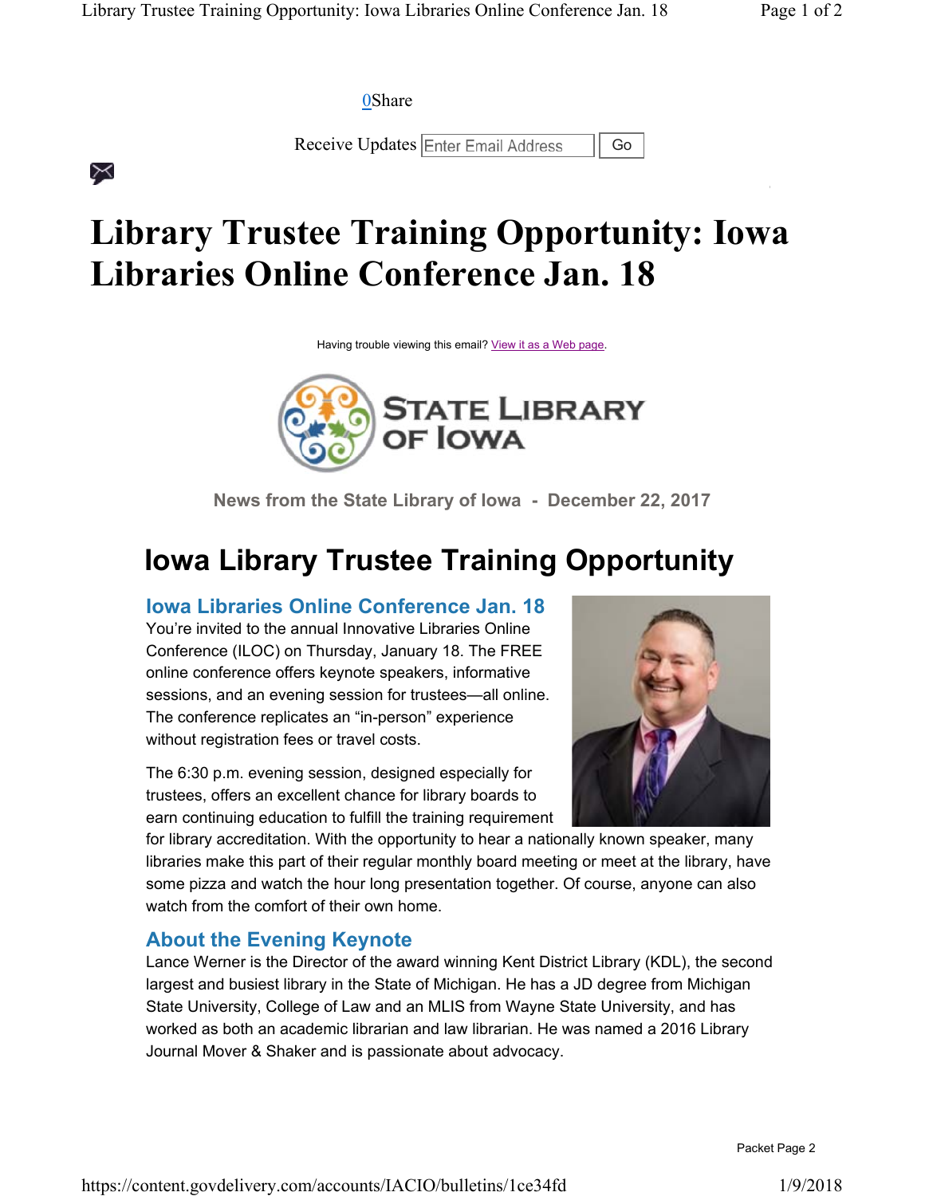0Share

Receive Updates Enter Email Address Go

# Library Trustee Training Opportunity: Iowa Libraries Online Conference Jan. 18

Having trouble viewing this email? View it as a Web page.

STATE LIBRARY OF IOWA

**News from the State Library of Iowa - December 22, 2017**

## Iowa Library Trustee Training Opportunity

### Iowa Libraries Online Conference Jan. 18

You're invited to the annual Innovative Libraries Online Conference (ILOC) on Thursday, January 18. The FREE online conference offers keynote speakers, informative sessions, and an evening session for trustees—all online. The conference replicates an "in-person" experience without registration fees or travel costs.

The 6:30 p.m. evening session, designed especially for trustees, offers an excellent chance for library boards to earn continuing education to fulfill the training requirement for library accreditation. With the opportunity to hear a nationally known speaker, many libraries make this part of their regular monthly board meeting or meet at the library, have some pizza and watch the hour long presentation together. Of course, anyone can also watch from the comfort of their own home.

### About the Evening Keynote

Lance Werner is the Director of the award winning Kent District Library (KDL), the second largest and busiest library in the State of Michigan. He has a JD degree from Michigan State University, College of Law and an MLIS from Wayne State University, and has worked as both an academic librarian and law librarian. He was named a 2016 Library Journal Mover & Shaker and is passionate about advocacy.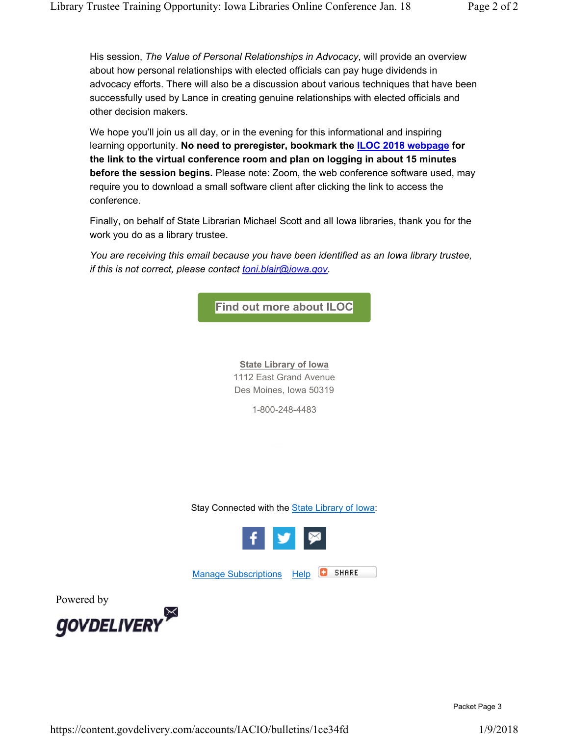His session, *The Value of Personal Relationships in Advocacy*, will provide an overview about how personal relationships with elected officials can pay huge dividends in advocacy efforts. There will also be a discussion about various techniques that have been successfully used by Lance in creating genuine relationships with elected officials and other decision makers.

We hope you'll join us all day, or in the evening for this informational and inspiring learning opportunity. **No need to preregister, bookmark the ILOC 2018 webpage for the link to the virtual conference room and plan on logging in about 15 minutes before the session begins.** Please note: Zoom, the web conference software used, may require you to download a small software client after clicking the link to access the conference.

Finally, on behalf of State Librarian Michael Scott and all Iowa libraries, thank you for the work you do as a library trustee.

*You are receiving this email because you have been identified as an Iowa library trustee, if this is not correct, please contact toni.blair@iowa.gov.*

**Find out more about ILOC**

**State Library of Iowa**
1112 East Grand Avenue
Des Moines, Iowa 50319

1-800-248-4483

Stay Connected with the State Library of Iowa:

Manage Subscriptions Help SHARE

Powered by GOVDELIVERY

Packet Page 3

https://content.govdelivery.com/accounts/IACIO/bulletins/1ce34fd 1/9/2018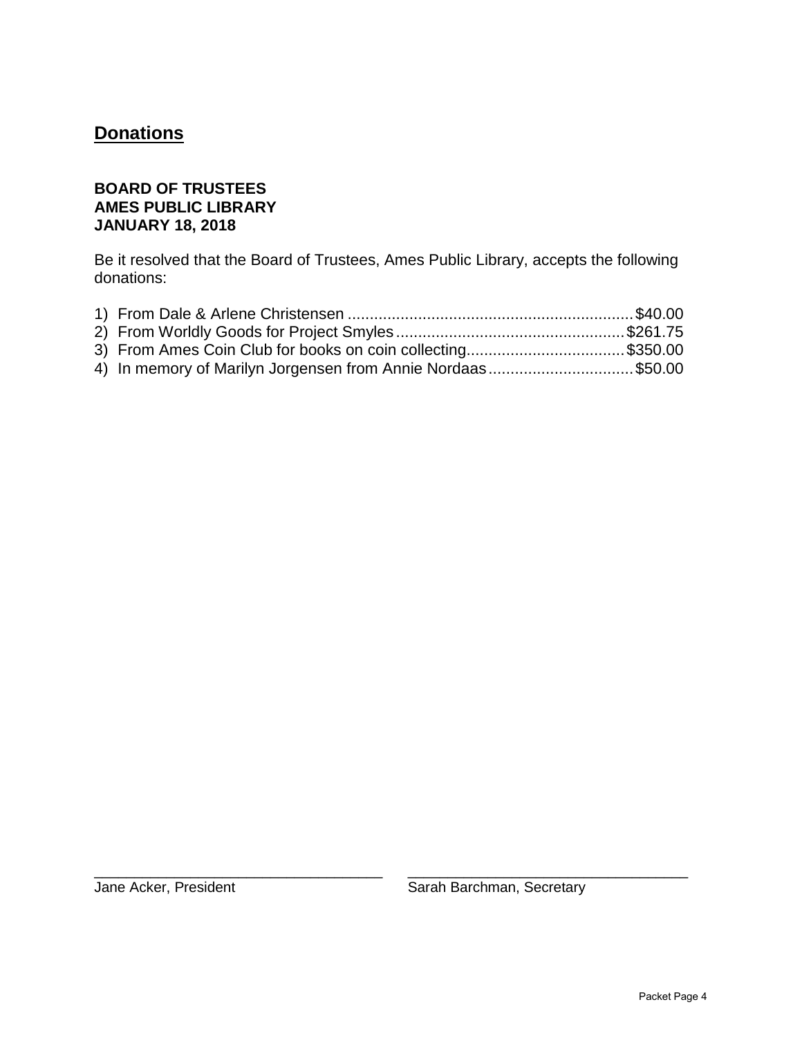## Donations

**BOARD OF TRUSTEES**
**AMES PUBLIC LIBRARY**
**JANUARY 18, 2018**

Be it resolved that the Board of Trustees, Ames Public Library, accepts the following donations:

1) From Dale & Arlene Christensen ................................................................ $40.00
2) From Worldly Goods for Project Smyles ................................................... $261.75
3) From Ames Coin Club for books on coin collecting................................... $350.00
4) In memory of Marilyn Jorgensen from Annie Nordaas................................ $50.00

\_\_\_\_\_\_\_\_\_\_\_\_\_\_\_\_\_\_\_\_\_\_\_\_\_\_\_\_\_\_\_\_\_\_\_\_
Jane Acker, President

\_\_\_\_\_\_\_\_\_\_\_\_\_\_\_\_\_\_\_\_\_\_\_\_\_\_\_\_\_\_\_\_\_\_\_\_
Sarah Barchman, Secretary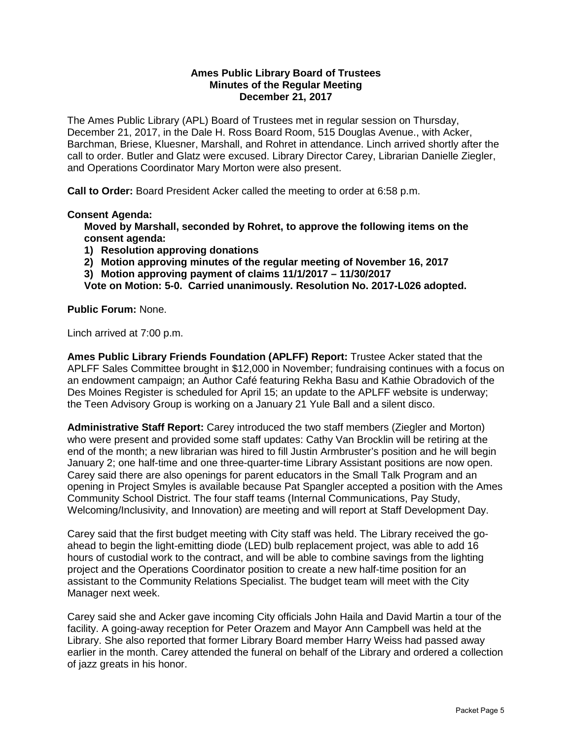**Ames Public Library Board of Trustees**
**Minutes of the Regular Meeting**
**December 21, 2017**

The Ames Public Library (APL) Board of Trustees met in regular session on Thursday, December 21, 2017, in the Dale H. Ross Board Room, 515 Douglas Avenue., with Acker, Barchman, Briese, Kluesner, Marshall, and Rohret in attendance. Linch arrived shortly after the call to order. Butler and Glatz were excused. Library Director Carey, Librarian Danielle Ziegler, and Operations Coordinator Mary Morton were also present.

**Call to Order:** Board President Acker called the meeting to order at 6:58 p.m.

**Consent Agenda:**

**Moved by Marshall, seconded by Rohret, to approve the following items on the consent agenda:**

1) **Resolution approving donations**
2) **Motion approving minutes of the regular meeting of November 16, 2017**
3) **Motion approving payment of claims 11/1/2017 – 11/30/2017**

**Vote on Motion: 5-0. Carried unanimously. Resolution No. 2017-L026 adopted.**

**Public Forum:** None.

Linch arrived at 7:00 p.m.

**Ames Public Library Friends Foundation (APLFF) Report:** Trustee Acker stated that the APLFF Sales Committee brought in $12,000 in November; fundraising continues with a focus on an endowment campaign; an Author Café featuring Rekha Basu and Kathie Obradovich of the Des Moines Register is scheduled for April 15; an update to the APLFF website is underway; the Teen Advisory Group is working on a January 21 Yule Ball and a silent disco.

**Administrative Staff Report:** Carey introduced the two staff members (Ziegler and Morton) who were present and provided some staff updates: Cathy Van Brocklin will be retiring at the end of the month; a new librarian was hired to fill Justin Armbruster's position and he will begin January 2; one half-time and one three-quarter-time Library Assistant positions are now open. Carey said there are also openings for parent educators in the Small Talk Program and an opening in Project Smyles is available because Pat Spangler accepted a position with the Ames Community School District. The four staff teams (Internal Communications, Pay Study, Welcoming/Inclusivity, and Innovation) are meeting and will report at Staff Development Day.

Carey said that the first budget meeting with City staff was held. The Library received the go-ahead to begin the light-emitting diode (LED) bulb replacement project, was able to add 16 hours of custodial work to the contract, and will be able to combine savings from the lighting project and the Operations Coordinator position to create a new half-time position for an assistant to the Community Relations Specialist. The budget team will meet with the City Manager next week.

Carey said she and Acker gave incoming City officials John Haila and David Martin a tour of the facility. A going-away reception for Peter Orazem and Mayor Ann Campbell was held at the Library. She also reported that former Library Board member Harry Weiss had passed away earlier in the month. Carey attended the funeral on behalf of the Library and ordered a collection of jazz greats in his honor.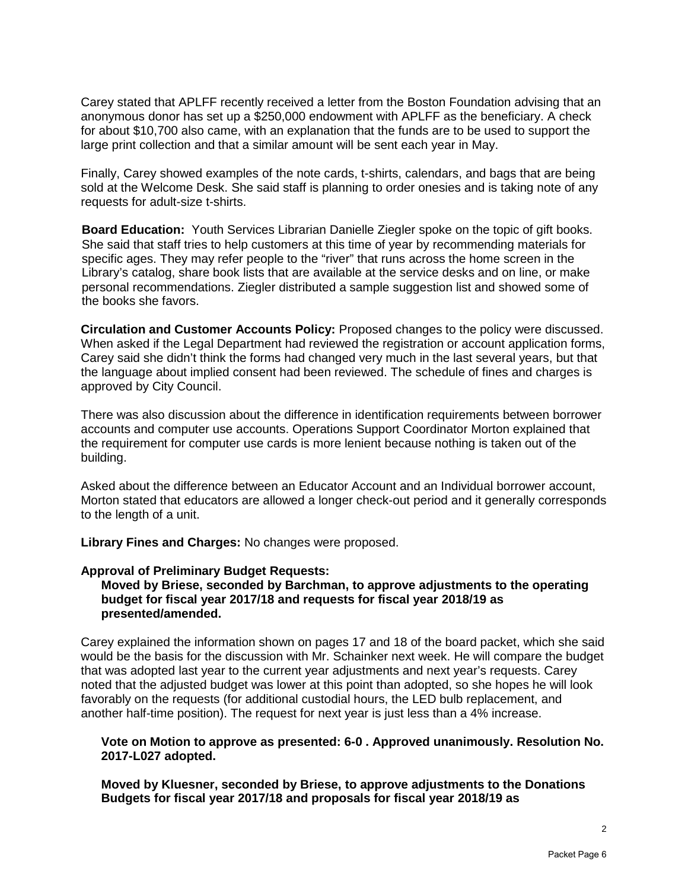Carey stated that APLFF recently received a letter from the Boston Foundation advising that an anonymous donor has set up a $250,000 endowment with APLFF as the beneficiary. A check for about $10,700 also came, with an explanation that the funds are to be used to support the large print collection and that a similar amount will be sent each year in May.

Finally, Carey showed examples of the note cards, t-shirts, calendars, and bags that are being sold at the Welcome Desk. She said staff is planning to order onesies and is taking note of any requests for adult-size t-shirts.

**Board Education:** Youth Services Librarian Danielle Ziegler spoke on the topic of gift books. She said that staff tries to help customers at this time of year by recommending materials for specific ages. They may refer people to the "river" that runs across the home screen in the Library's catalog, share book lists that are available at the service desks and on line, or make personal recommendations. Ziegler distributed a sample suggestion list and showed some of the books she favors.

**Circulation and Customer Accounts Policy:** Proposed changes to the policy were discussed. When asked if the Legal Department had reviewed the registration or account application forms, Carey said she didn't think the forms had changed very much in the last several years, but that the language about implied consent had been reviewed. The schedule of fines and charges is approved by City Council.

There was also discussion about the difference in identification requirements between borrower accounts and computer use accounts. Operations Support Coordinator Morton explained that the requirement for computer use cards is more lenient because nothing is taken out of the building.

Asked about the difference between an Educator Account and an Individual borrower account, Morton stated that educators are allowed a longer check-out period and it generally corresponds to the length of a unit.

**Library Fines and Charges:** No changes were proposed.

**Approval of Preliminary Budget Requests:**

**Moved by Briese, seconded by Barchman, to approve adjustments to the operating budget for fiscal year 2017/18 and requests for fiscal year 2018/19 as presented/amended.**

Carey explained the information shown on pages 17 and 18 of the board packet, which she said would be the basis for the discussion with Mr. Schainker next week. He will compare the budget that was adopted last year to the current year adjustments and next year's requests. Carey noted that the adjusted budget was lower at this point than adopted, so she hopes he will look favorably on the requests (for additional custodial hours, the LED bulb replacement, and another half-time position). The request for next year is just less than a 4% increase.

**Vote on Motion to approve as presented: 6-0 . Approved unanimously. Resolution No. 2017-L027 adopted.**

**Moved by Kluesner, seconded by Briese, to approve adjustments to the Donations Budgets for fiscal year 2017/18 and proposals for fiscal year 2018/19 as**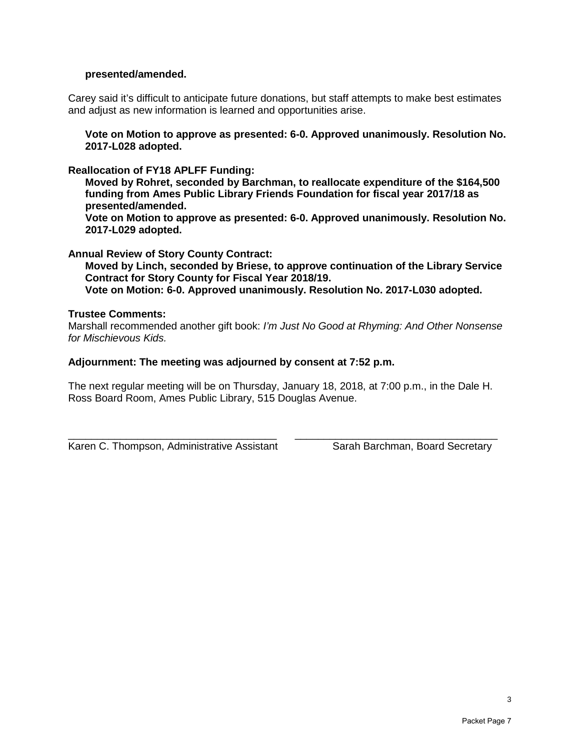**presented/amended.**

Carey said it's difficult to anticipate future donations, but staff attempts to make best estimates and adjust as new information is learned and opportunities arise.

**Vote on Motion to approve as presented: 6-0. Approved unanimously. Resolution No. 2017-L028 adopted.**

**Reallocation of FY18 APLFF Funding:**

**Moved by Rohret, seconded by Barchman, to reallocate expenditure of the $164,500 funding from Ames Public Library Friends Foundation for fiscal year 2017/18 as presented/amended.**

**Vote on Motion to approve as presented: 6-0. Approved unanimously. Resolution No. 2017-L029 adopted.**

**Annual Review of Story County Contract:**

**Moved by Linch, seconded by Briese, to approve continuation of the Library Service Contract for Story County for Fiscal Year 2018/19.**

**Vote on Motion: 6-0. Approved unanimously. Resolution No. 2017-L030 adopted.**

**Trustee Comments:**

Marshall recommended another gift book: *I'm Just No Good at Rhyming: And Other Nonsense for Mischievous Kids.*

**Adjournment: The meeting was adjourned by consent at 7:52 p.m.**

The next regular meeting will be on Thursday, January 18, 2018, at 7:00 p.m., in the Dale H. Ross Board Room, Ames Public Library, 515 Douglas Avenue.

\_\_\_\_\_\_\_\_\_\_\_\_\_\_\_\_\_\_\_\_\_\_\_\_\_\_\_\_\_\_\_\_\_\_\_\_
Karen C. Thompson, Administrative Assistant

\_\_\_\_\_\_\_\_\_\_\_\_\_\_\_\_\_\_\_\_\_\_\_\_\_\_\_\_\_\_\_\_\_\_\_\_
Sarah Barchman, Board Secretary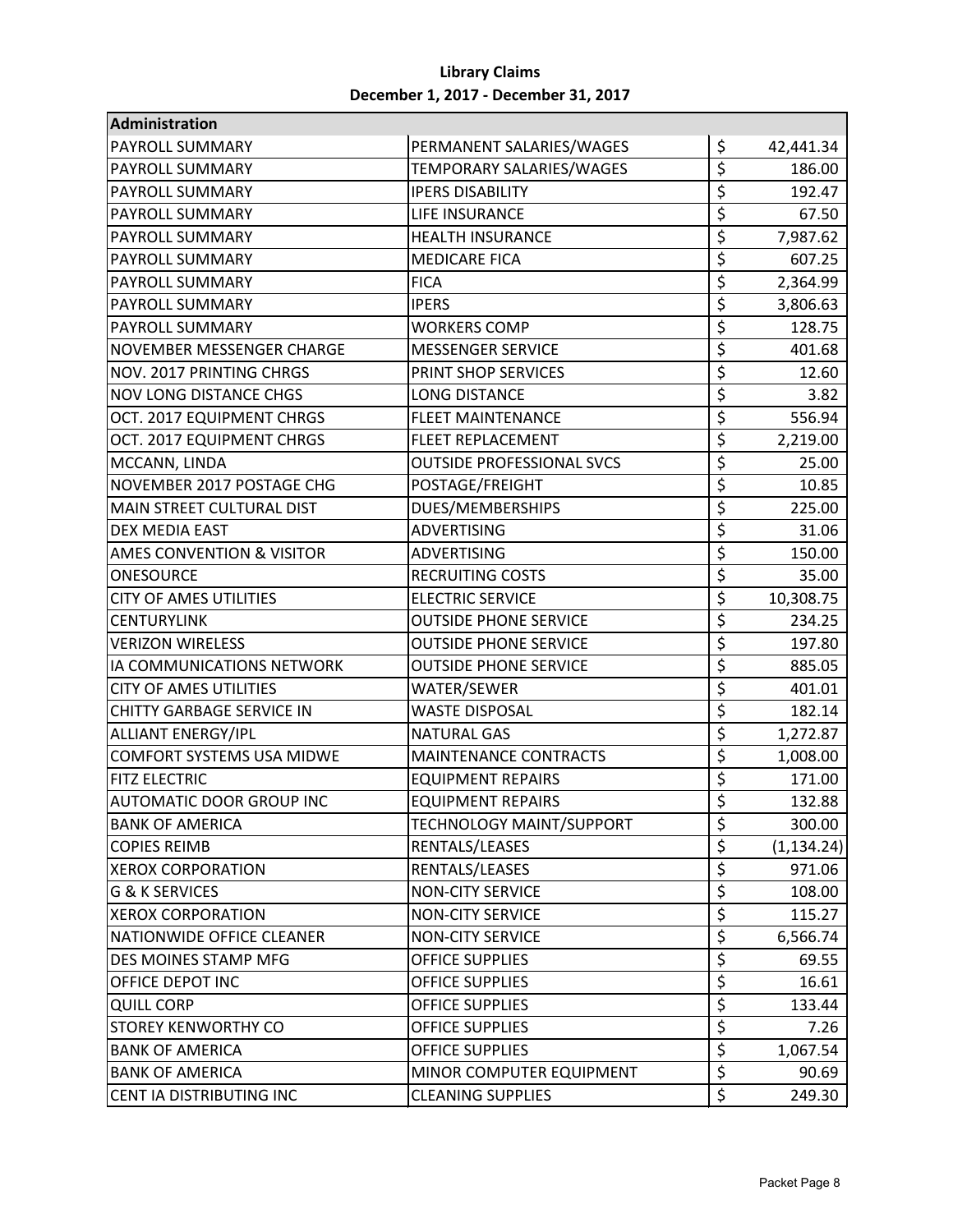# Library Claims

## December 1, 2017 - December 31, 2017

| Administration | | |
|---|---|---|
| PAYROLL SUMMARY | PERMANENT SALARIES/WAGES | $ 42,441.34 |
| PAYROLL SUMMARY | TEMPORARY SALARIES/WAGES | $ 186.00 |
| PAYROLL SUMMARY | IPERS DISABILITY | $ 192.47 |
| PAYROLL SUMMARY | LIFE INSURANCE | $ 67.50 |
| PAYROLL SUMMARY | HEALTH INSURANCE | $ 7,987.62 |
| PAYROLL SUMMARY | MEDICARE FICA | $ 607.25 |
| PAYROLL SUMMARY | FICA | $ 2,364.99 |
| PAYROLL SUMMARY | IPERS | $ 3,806.63 |
| PAYROLL SUMMARY | WORKERS COMP | $ 128.75 |
| NOVEMBER MESSENGER CHARGE | MESSENGER SERVICE | $ 401.68 |
| NOV. 2017 PRINTING CHRGS | PRINT SHOP SERVICES | $ 12.60 |
| NOV LONG DISTANCE CHGS | LONG DISTANCE | $ 3.82 |
| OCT. 2017 EQUIPMENT CHRGS | FLEET MAINTENANCE | $ 556.94 |
| OCT. 2017 EQUIPMENT CHRGS | FLEET REPLACEMENT | $ 2,219.00 |
| MCCANN, LINDA | OUTSIDE PROFESSIONAL SVCS | $ 25.00 |
| NOVEMBER 2017 POSTAGE CHG | POSTAGE/FREIGHT | $ 10.85 |
| MAIN STREET CULTURAL DIST | DUES/MEMBERSHIPS | $ 225.00 |
| DEX MEDIA EAST | ADVERTISING | $ 31.06 |
| AMES CONVENTION & VISITOR | ADVERTISING | $ 150.00 |
| ONESOURCE | RECRUITING COSTS | $ 35.00 |
| CITY OF AMES UTILITIES | ELECTRIC SERVICE | $ 10,308.75 |
| CENTURYLINK | OUTSIDE PHONE SERVICE | $ 234.25 |
| VERIZON WIRELESS | OUTSIDE PHONE SERVICE | $ 197.80 |
| IA COMMUNICATIONS NETWORK | OUTSIDE PHONE SERVICE | $ 885.05 |
| CITY OF AMES UTILITIES | WATER/SEWER | $ 401.01 |
| CHITTY GARBAGE SERVICE IN | WASTE DISPOSAL | $ 182.14 |
| ALLIANT ENERGY/IPL | NATURAL GAS | $ 1,272.87 |
| COMFORT SYSTEMS USA MIDWE | MAINTENANCE CONTRACTS | $ 1,008.00 |
| FITZ ELECTRIC | EQUIPMENT REPAIRS | $ 171.00 |
| AUTOMATIC DOOR GROUP INC | EQUIPMENT REPAIRS | $ 132.88 |
| BANK OF AMERICA | TECHNOLOGY MAINT/SUPPORT | $ 300.00 |
| COPIES REIMB | RENTALS/LEASES | $ (1,134.24) |
| XEROX CORPORATION | RENTALS/LEASES | $ 971.06 |
| G & K SERVICES | NON-CITY SERVICE | $ 108.00 |
| XEROX CORPORATION | NON-CITY SERVICE | $ 115.27 |
| NATIONWIDE OFFICE CLEANER | NON-CITY SERVICE | $ 6,566.74 |
| DES MOINES STAMP MFG | OFFICE SUPPLIES | $ 69.55 |
| OFFICE DEPOT INC | OFFICE SUPPLIES | $ 16.61 |
| QUILL CORP | OFFICE SUPPLIES | $ 133.44 |
| STOREY KENWORTHY CO | OFFICE SUPPLIES | $ 7.26 |
| BANK OF AMERICA | OFFICE SUPPLIES | $ 1,067.54 |
| BANK OF AMERICA | MINOR COMPUTER EQUIPMENT | $ 90.69 |
| CENT IA DISTRIBUTING INC | CLEANING SUPPLIES | $ 249.30 |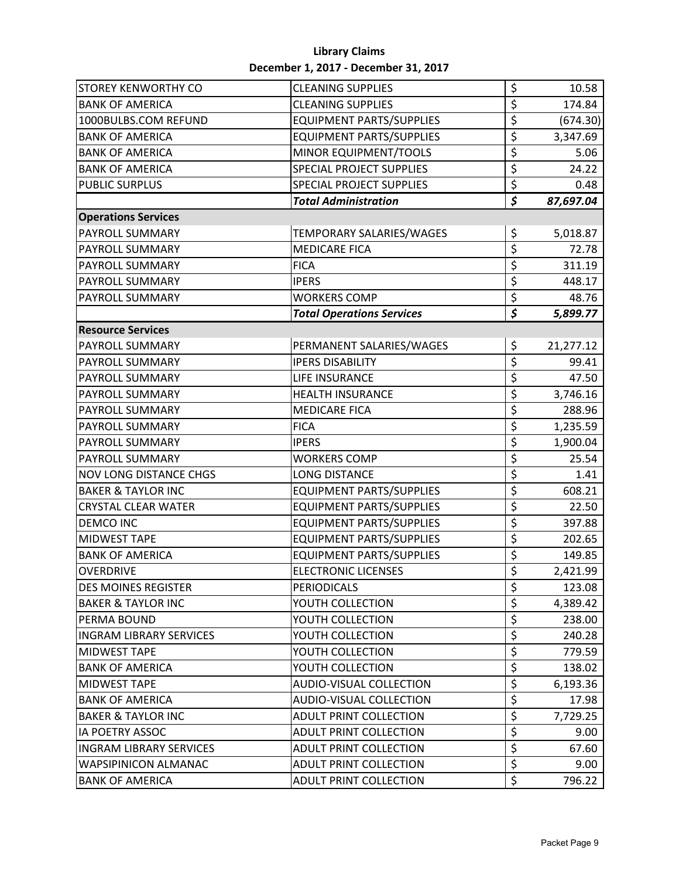**Library Claims**
**December 1, 2017 - December 31, 2017**

| | | | |
|---|---|---|---|
| STOREY KENWORTHY CO | CLEANING SUPPLIES | $ | 10.58 |
| BANK OF AMERICA | CLEANING SUPPLIES | $ | 174.84 |
| 1000BULBS.COM REFUND | EQUIPMENT PARTS/SUPPLIES | $ | (674.30) |
| BANK OF AMERICA | EQUIPMENT PARTS/SUPPLIES | $ | 3,347.69 |
| BANK OF AMERICA | MINOR EQUIPMENT/TOOLS | $ | 5.06 |
| BANK OF AMERICA | SPECIAL PROJECT SUPPLIES | $ | 24.22 |
| PUBLIC SURPLUS | SPECIAL PROJECT SUPPLIES | $ | 0.48 |
| | ***Total Administration*** | ***$*** | ***87,697.04*** |
| **Operations Services** | | | |
| PAYROLL SUMMARY | TEMPORARY SALARIES/WAGES | $ | 5,018.87 |
| PAYROLL SUMMARY | MEDICARE FICA | $ | 72.78 |
| PAYROLL SUMMARY | FICA | $ | 311.19 |
| PAYROLL SUMMARY | IPERS | $ | 448.17 |
| PAYROLL SUMMARY | WORKERS COMP | $ | 48.76 |
| | ***Total Operations Services*** | ***$*** | ***5,899.77*** |
| **Resource Services** | | | |
| PAYROLL SUMMARY | PERMANENT SALARIES/WAGES | $ | 21,277.12 |
| PAYROLL SUMMARY | IPERS DISABILITY | $ | 99.41 |
| PAYROLL SUMMARY | LIFE INSURANCE | $ | 47.50 |
| PAYROLL SUMMARY | HEALTH INSURANCE | $ | 3,746.16 |
| PAYROLL SUMMARY | MEDICARE FICA | $ | 288.96 |
| PAYROLL SUMMARY | FICA | $ | 1,235.59 |
| PAYROLL SUMMARY | IPERS | $ | 1,900.04 |
| PAYROLL SUMMARY | WORKERS COMP | $ | 25.54 |
| NOV LONG DISTANCE CHGS | LONG DISTANCE | $ | 1.41 |
| BAKER & TAYLOR INC | EQUIPMENT PARTS/SUPPLIES | $ | 608.21 |
| CRYSTAL CLEAR WATER | EQUIPMENT PARTS/SUPPLIES | $ | 22.50 |
| DEMCO INC | EQUIPMENT PARTS/SUPPLIES | $ | 397.88 |
| MIDWEST TAPE | EQUIPMENT PARTS/SUPPLIES | $ | 202.65 |
| BANK OF AMERICA | EQUIPMENT PARTS/SUPPLIES | $ | 149.85 |
| OVERDRIVE | ELECTRONIC LICENSES | $ | 2,421.99 |
| DES MOINES REGISTER | PERIODICALS | $ | 123.08 |
| BAKER & TAYLOR INC | YOUTH COLLECTION | $ | 4,389.42 |
| PERMA BOUND | YOUTH COLLECTION | $ | 238.00 |
| INGRAM LIBRARY SERVICES | YOUTH COLLECTION | $ | 240.28 |
| MIDWEST TAPE | YOUTH COLLECTION | $ | 779.59 |
| BANK OF AMERICA | YOUTH COLLECTION | $ | 138.02 |
| MIDWEST TAPE | AUDIO-VISUAL COLLECTION | $ | 6,193.36 |
| BANK OF AMERICA | AUDIO-VISUAL COLLECTION | $ | 17.98 |
| BAKER & TAYLOR INC | ADULT PRINT COLLECTION | $ | 7,729.25 |
| IA POETRY ASSOC | ADULT PRINT COLLECTION | $ | 9.00 |
| INGRAM LIBRARY SERVICES | ADULT PRINT COLLECTION | $ | 67.60 |
| WAPSIPINICON ALMANAC | ADULT PRINT COLLECTION | $ | 9.00 |
| BANK OF AMERICA | ADULT PRINT COLLECTION | $ | 796.22 |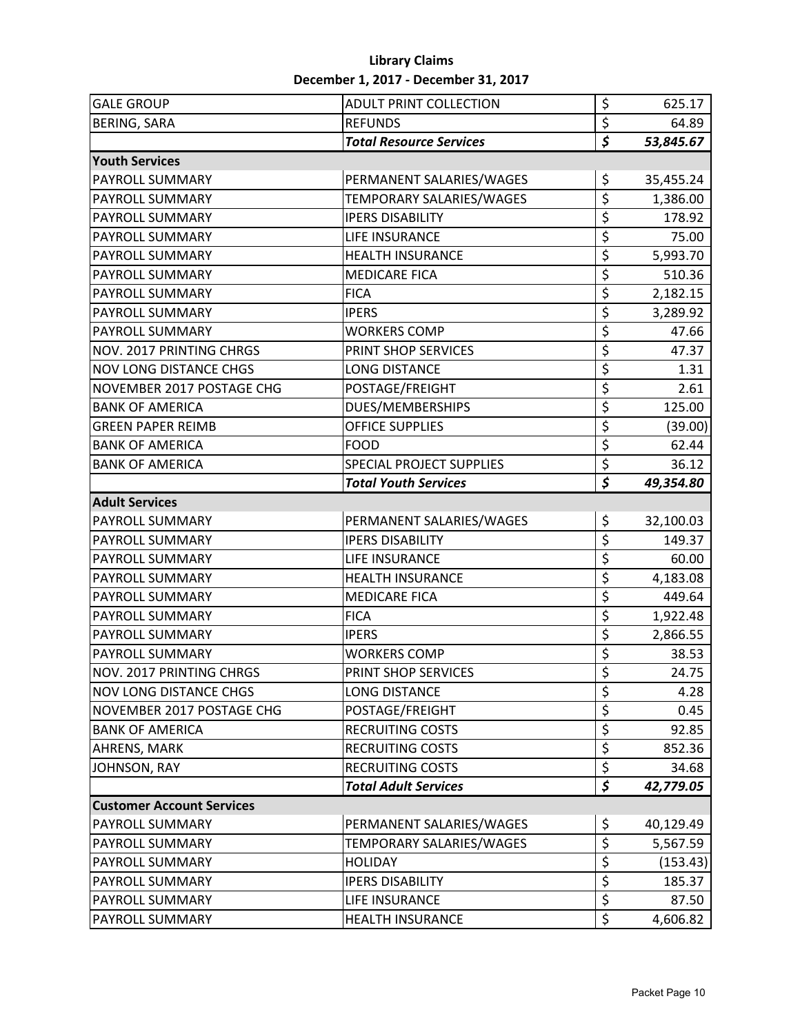**Library Claims**

**December 1, 2017 - December 31, 2017**

| | | | |
|---|---|---|---|
| GALE GROUP | ADULT PRINT COLLECTION | $ | 625.17 |
| BERING, SARA | REFUNDS | $ | 64.89 |
| | ***Total Resource Services*** | ***$*** | ***53,845.67*** |
| **Youth Services** | | | |
| PAYROLL SUMMARY | PERMANENT SALARIES/WAGES | $ | 35,455.24 |
| PAYROLL SUMMARY | TEMPORARY SALARIES/WAGES | $ | 1,386.00 |
| PAYROLL SUMMARY | IPERS DISABILITY | $ | 178.92 |
| PAYROLL SUMMARY | LIFE INSURANCE | $ | 75.00 |
| PAYROLL SUMMARY | HEALTH INSURANCE | $ | 5,993.70 |
| PAYROLL SUMMARY | MEDICARE FICA | $ | 510.36 |
| PAYROLL SUMMARY | FICA | $ | 2,182.15 |
| PAYROLL SUMMARY | IPERS | $ | 3,289.92 |
| PAYROLL SUMMARY | WORKERS COMP | $ | 47.66 |
| NOV. 2017 PRINTING CHRGS | PRINT SHOP SERVICES | $ | 47.37 |
| NOV LONG DISTANCE CHGS | LONG DISTANCE | $ | 1.31 |
| NOVEMBER 2017 POSTAGE CHG | POSTAGE/FREIGHT | $ | 2.61 |
| BANK OF AMERICA | DUES/MEMBERSHIPS | $ | 125.00 |
| GREEN PAPER REIMB | OFFICE SUPPLIES | $ | (39.00) |
| BANK OF AMERICA | FOOD | $ | 62.44 |
| BANK OF AMERICA | SPECIAL PROJECT SUPPLIES | $ | 36.12 |
| | ***Total Youth Services*** | ***$*** | ***49,354.80*** |
| **Adult Services** | | | |
| PAYROLL SUMMARY | PERMANENT SALARIES/WAGES | $ | 32,100.03 |
| PAYROLL SUMMARY | IPERS DISABILITY | $ | 149.37 |
| PAYROLL SUMMARY | LIFE INSURANCE | $ | 60.00 |
| PAYROLL SUMMARY | HEALTH INSURANCE | $ | 4,183.08 |
| PAYROLL SUMMARY | MEDICARE FICA | $ | 449.64 |
| PAYROLL SUMMARY | FICA | $ | 1,922.48 |
| PAYROLL SUMMARY | IPERS | $ | 2,866.55 |
| PAYROLL SUMMARY | WORKERS COMP | $ | 38.53 |
| NOV. 2017 PRINTING CHRGS | PRINT SHOP SERVICES | $ | 24.75 |
| NOV LONG DISTANCE CHGS | LONG DISTANCE | $ | 4.28 |
| NOVEMBER 2017 POSTAGE CHG | POSTAGE/FREIGHT | $ | 0.45 |
| BANK OF AMERICA | RECRUITING COSTS | $ | 92.85 |
| AHRENS, MARK | RECRUITING COSTS | $ | 852.36 |
| JOHNSON, RAY | RECRUITING COSTS | $ | 34.68 |
| | ***Total Adult Services*** | ***$*** | ***42,779.05*** |
| **Customer Account Services** | | | |
| PAYROLL SUMMARY | PERMANENT SALARIES/WAGES | $ | 40,129.49 |
| PAYROLL SUMMARY | TEMPORARY SALARIES/WAGES | $ | 5,567.59 |
| PAYROLL SUMMARY | HOLIDAY | $ | (153.43) |
| PAYROLL SUMMARY | IPERS DISABILITY | $ | 185.37 |
| PAYROLL SUMMARY | LIFE INSURANCE | $ | 87.50 |
| PAYROLL SUMMARY | HEALTH INSURANCE | $ | 4,606.82 |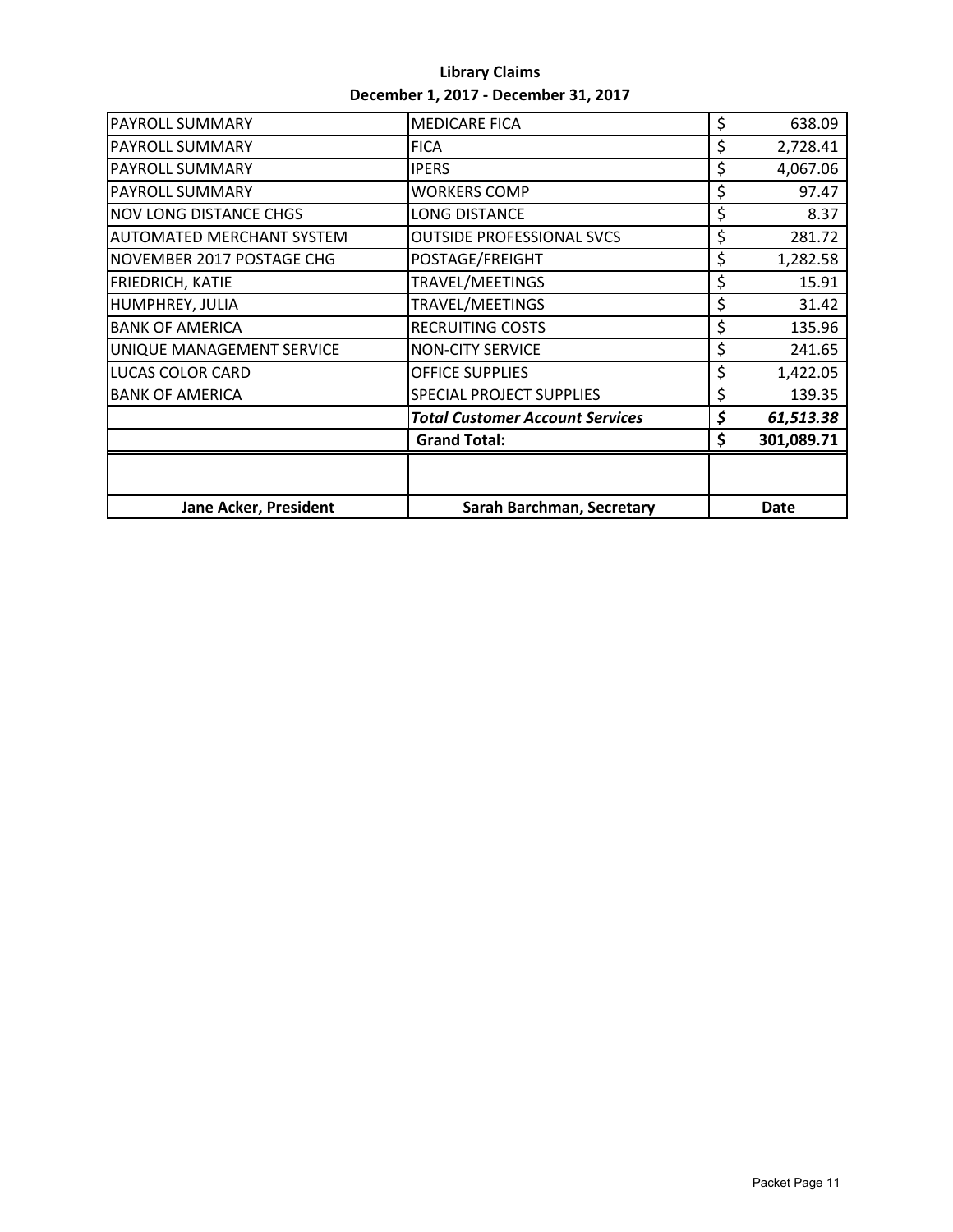**Library Claims**

**December 1, 2017 - December 31, 2017**

| | | |
|---|---|---|
| PAYROLL SUMMARY | MEDICARE FICA | $ 638.09 |
| PAYROLL SUMMARY | FICA | $ 2,728.41 |
| PAYROLL SUMMARY | IPERS | $ 4,067.06 |
| PAYROLL SUMMARY | WORKERS COMP | $ 97.47 |
| NOV LONG DISTANCE CHGS | LONG DISTANCE | $ 8.37 |
| AUTOMATED MERCHANT SYSTEM | OUTSIDE PROFESSIONAL SVCS | $ 281.72 |
| NOVEMBER 2017 POSTAGE CHG | POSTAGE/FREIGHT | $ 1,282.58 |
| FRIEDRICH, KATIE | TRAVEL/MEETINGS | $ 15.91 |
| HUMPHREY, JULIA | TRAVEL/MEETINGS | $ 31.42 |
| BANK OF AMERICA | RECRUITING COSTS | $ 135.96 |
| UNIQUE MANAGEMENT SERVICE | NON-CITY SERVICE | $ 241.65 |
| LUCAS COLOR CARD | OFFICE SUPPLIES | $ 1,422.05 |
| BANK OF AMERICA | SPECIAL PROJECT SUPPLIES | $ 139.35 |
| | ***Total Customer Account Services*** | ***$ 61,513.38*** |
| | **Grand Total:** | **$ 301,089.71** |
| | | |
| **Jane Acker, President** | **Sarah Barchman, Secretary** | **Date** |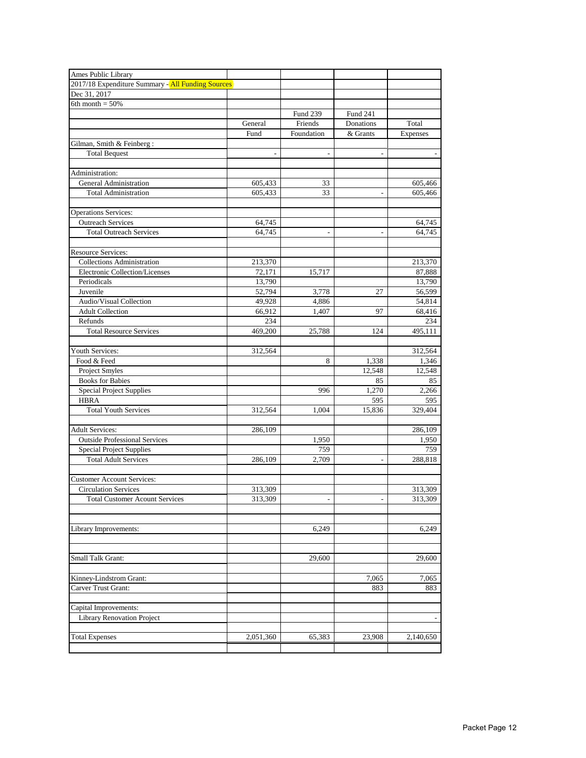Ames Public Library

2017/18 Expenditure Summary - All Funding Sources

Dec 31, 2017

6th month = 50%

| | General Fund | Fund 239 Friends Foundation | Fund 241 Donations & Grants | Total Expenses |
|---|---|---|---|---|
| Gilman, Smith & Feinberg : | | | | |
| Total Bequest | - | - | - | - |
| | | | | |
| Administration: | | | | |
| General Administration | 605,433 | 33 | | 605,466 |
| Total Administration | 605,433 | 33 | - | 605,466 |
| | | | | |
| Operations Services: | | | | |
| Outreach Services | 64,745 | | | 64,745 |
| Total Outreach Services | 64,745 | - | - | 64,745 |
| | | | | |
| Resource Services: | | | | |
| Collections Administration | 213,370 | | | 213,370 |
| Electronic Collection/Licenses | 72,171 | 15,717 | | 87,888 |
| Periodicals | 13,790 | | | 13,790 |
| Juvenile | 52,794 | 3,778 | 27 | 56,599 |
| Audio/Visual Collection | 49,928 | 4,886 | | 54,814 |
| Adult Collection | 66,912 | 1,407 | 97 | 68,416 |
| Refunds | 234 | | | 234 |
| Total Resource Services | 469,200 | 25,788 | 124 | 495,111 |
| | | | | |
| Youth Services: | 312,564 | | | 312,564 |
| Food & Feed | | 8 | 1,338 | 1,346 |
| Project Smyles | | | 12,548 | 12,548 |
| Books for Babies | | | 85 | 85 |
| Special Project Supplies | | 996 | 1,270 | 2,266 |
| HBRA | | | 595 | 595 |
| Total Youth Services | 312,564 | 1,004 | 15,836 | 329,404 |
| | | | | |
| Adult Services: | 286,109 | | | 286,109 |
| Outside Professional Services | | 1,950 | | 1,950 |
| Special Project Supplies | | 759 | | 759 |
| Total Adult Services | 286,109 | 2,709 | - | 288,818 |
| | | | | |
| Customer Account Services: | | | | |
| Circulation Services | 313,309 | | | 313,309 |
| Total Customer Acount Services | 313,309 | - | - | 313,309 |
| | | | | |
| Library Improvements: | | 6,249 | | 6,249 |
| | | | | |
| Small Talk Grant: | | 29,600 | | 29,600 |
| | | | | |
| Kinney-Lindstrom Grant: | | | 7,065 | 7,065 |
| Carver Trust Grant: | | | 883 | 883 |
| | | | | |
| Capital Improvements: | | | | |
| Library Renovation Project | | | | - |
| | | | | |
| Total Expenses | 2,051,360 | 65,383 | 23,908 | 2,140,650 |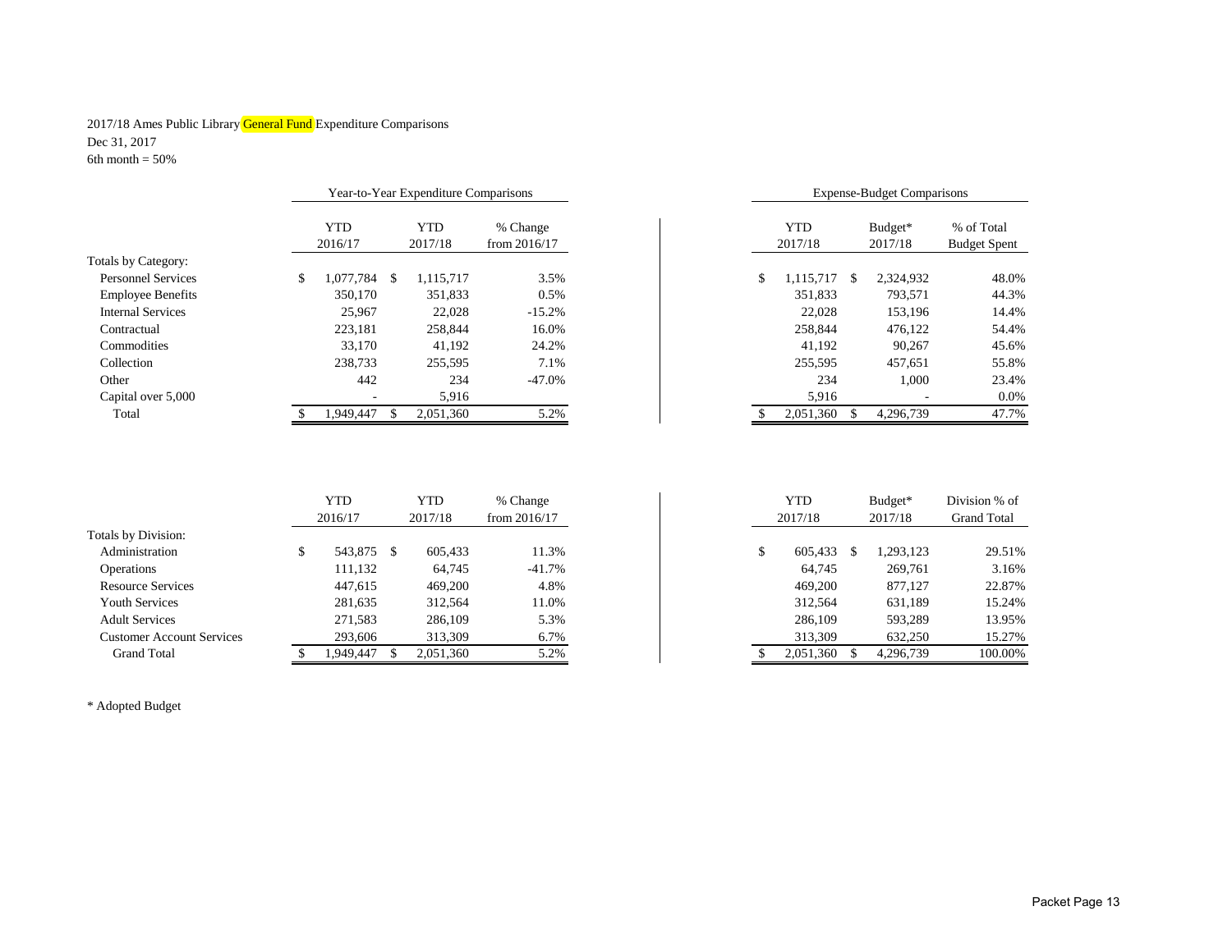2017/18 Ames Public Library General Fund Expenditure Comparisons
Dec 31, 2017
6th month = 50%

| | Year-to-Year Expenditure Comparisons | | | Expense-Budget Comparisons | | |
|---|---|---|---|---|---|---|
| | YTD 2016/17 | YTD 2017/18 | % Change from 2016/17 | YTD 2017/18 | Budget* 2017/18 | % of Total Budget Spent |
| Totals by Category: | | | | | | |
| Personnel Services | $ 1,077,784 | $ 1,115,717 | 3.5% | $ 1,115,717 | $ 2,324,932 | 48.0% |
| Employee Benefits | 350,170 | 351,833 | 0.5% | 351,833 | 793,571 | 44.3% |
| Internal Services | 25,967 | 22,028 | -15.2% | 22,028 | 153,196 | 14.4% |
| Contractual | 223,181 | 258,844 | 16.0% | 258,844 | 476,122 | 54.4% |
| Commodities | 33,170 | 41,192 | 24.2% | 41,192 | 90,267 | 45.6% |
| Collection | 238,733 | 255,595 | 7.1% | 255,595 | 457,651 | 55.8% |
| Other | 442 | 234 | -47.0% | 234 | 1,000 | 23.4% |
| Capital over 5,000 | - | 5,916 | | 5,916 | - | 0.0% |
| Total | $ 1,949,447 | $ 2,051,360 | 5.2% | $ 2,051,360 | $ 4,296,739 | 47.7% |

| | YTD 2016/17 | YTD 2017/18 | % Change from 2016/17 | YTD 2017/18 | Budget* 2017/18 | Division % of Grand Total |
|---|---|---|---|---|---|---|
| Totals by Division: | | | | | | |
| Administration | $ 543,875 | $ 605,433 | 11.3% | $ 605,433 | $ 1,293,123 | 29.51% |
| Operations | 111,132 | 64,745 | -41.7% | 64,745 | 269,761 | 3.16% |
| Resource Services | 447,615 | 469,200 | 4.8% | 469,200 | 877,127 | 22.87% |
| Youth Services | 281,635 | 312,564 | 11.0% | 312,564 | 631,189 | 15.24% |
| Adult Services | 271,583 | 286,109 | 5.3% | 286,109 | 593,289 | 13.95% |
| Customer Account Services | 293,606 | 313,309 | 6.7% | 313,309 | 632,250 | 15.27% |
| Grand Total | $ 1,949,447 | $ 2,051,360 | 5.2% | $ 2,051,360 | $ 4,296,739 | 100.00% |

* Adopted Budget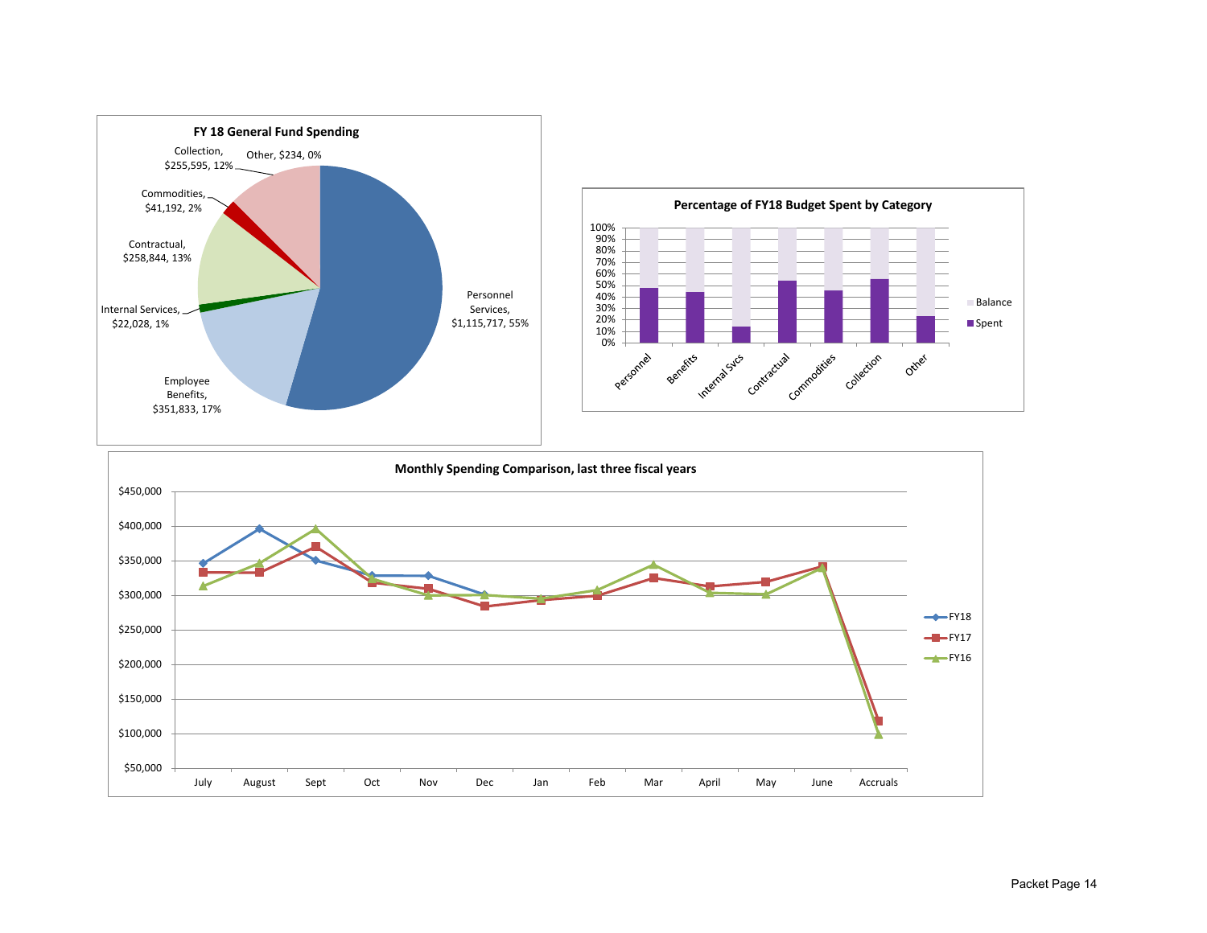**FY 18 General Fund Spending**

- Personnel Services, $1,115,717, 55%
- Employee Benefits, $351,833, 17%
- Internal Services, $22,028, 1%
- Contractual, $258,844, 13%
- Commodities, $41,192, 2%
- Collection, $255,595, 12%
- Other, $234, 0%

**Percentage of FY18 Budget Spent by Category**

Categories: Personnel, Benefits, Internal Svcs, Contractual, Commodities, Collection, Other

Legend: Balance, Spent

**Monthly Spending Comparison, last three fiscal years**

Months: July, August, Sept, Oct, Nov, Dec, Jan, Feb, Mar, April, May, June, Accruals

Legend: FY18, FY17, FY16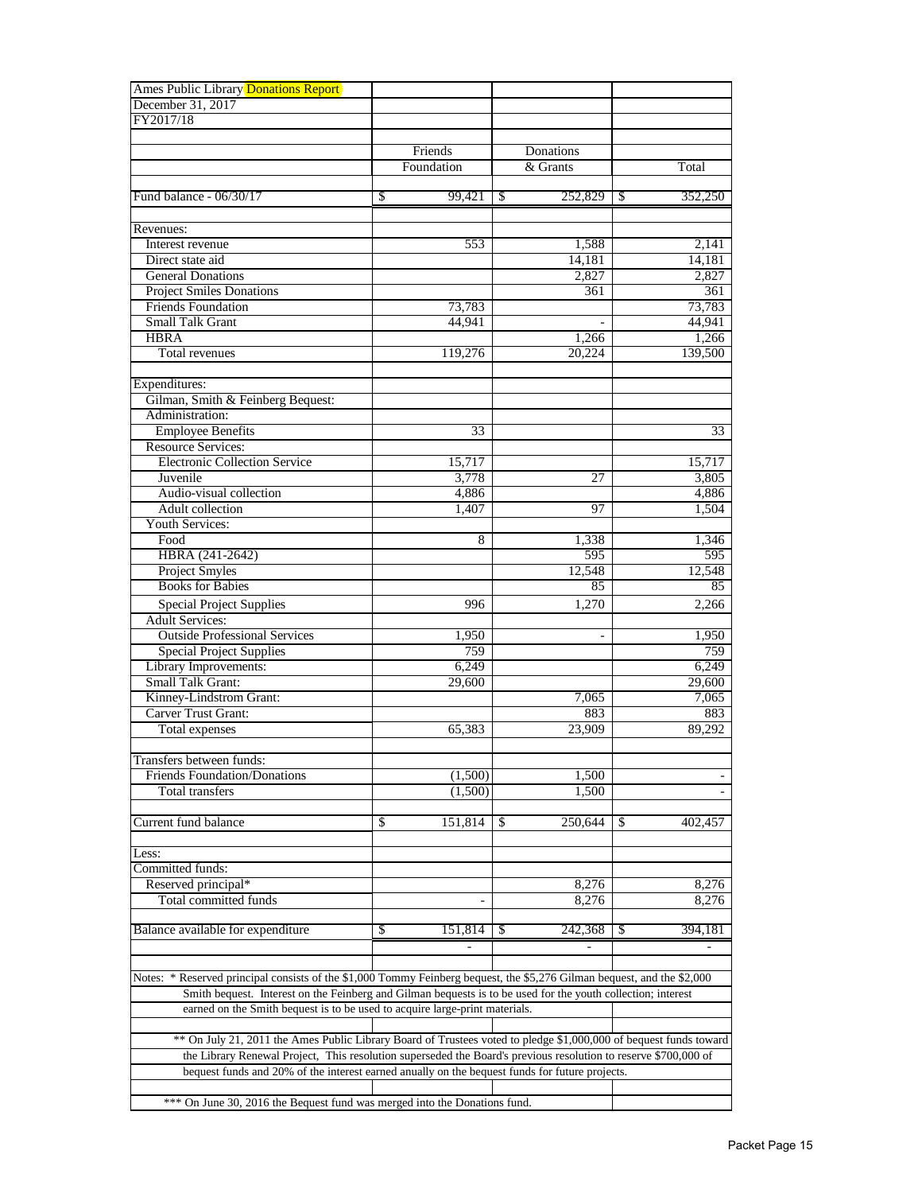Ames Public Library Donations Report
December 31, 2017
FY2017/18

| | Friends Foundation | Donations & Grants | Total |
|---|---|---|---|
| Fund balance - 06/30/17 | $ 99,421 | $ 252,829 | $ 352,250 |
| | | | |
| Revenues: | | | |
| Interest revenue | 553 | 1,588 | 2,141 |
| Direct state aid | | 14,181 | 14,181 |
| General Donations | | 2,827 | 2,827 |
| Project Smiles Donations | | 361 | 361 |
| Friends Foundation | 73,783 | | 73,783 |
| Small Talk Grant | 44,941 | - | 44,941 |
| HBRA | | 1,266 | 1,266 |
| Total revenues | 119,276 | 20,224 | 139,500 |
| | | | |
| Expenditures: | | | |
| Gilman, Smith & Feinberg Bequest: | | | |
| Administration: | | | |
| Employee Benefits | 33 | | 33 |
| Resource Services: | | | |
| Electronic Collection Service | 15,717 | | 15,717 |
| Juvenile | 3,778 | 27 | 3,805 |
| Audio-visual collection | 4,886 | | 4,886 |
| Adult collection | 1,407 | 97 | 1,504 |
| Youth Services: | | | |
| Food | 8 | 1,338 | 1,346 |
| HBRA (241-2642) | | 595 | 595 |
| Project Smyles | | 12,548 | 12,548 |
| Books for Babies | | 85 | 85 |
| Special Project Supplies | 996 | 1,270 | 2,266 |
| Adult Services: | | | |
| Outside Professional Services | 1,950 | - | 1,950 |
| Special Project Supplies | 759 | | 759 |
| Library Improvements: | 6,249 | | 6,249 |
| Small Talk Grant: | 29,600 | | 29,600 |
| Kinney-Lindstrom Grant: | | 7,065 | 7,065 |
| Carver Trust Grant: | | 883 | 883 |
| Total expenses | 65,383 | 23,909 | 89,292 |
| | | | |
| Transfers between funds: | | | |
| Friends Foundation/Donations | (1,500) | 1,500 | - |
| Total transfers | (1,500) | 1,500 | - |
| | | | |
| Current fund balance | $ 151,814 | $ 250,644 | $ 402,457 |
| | | | |
| Less: | | | |
| Committed funds: | | | |
| Reserved principal* | | 8,276 | 8,276 |
| Total committed funds | - | 8,276 | 8,276 |
| | | | |
| Balance available for expenditure | $ 151,814 | $ 242,368 | $ 394,181 |
| | - | - | - |

Notes: * Reserved principal consists of the $1,000 Tommy Feinberg bequest, the $5,276 Gilman bequest, and the $2,000 Smith bequest. Interest on the Feinberg and Gilman bequests is to be used for the youth collection; interest earned on the Smith bequest is to be used to acquire large-print materials.

** On July 21, 2011 the Ames Public Library Board of Trustees voted to pledge $1,000,000 of bequest funds toward the Library Renewal Project, This resolution superseded the Board's previous resolution to reserve $700,000 of bequest funds and 20% of the interest earned anually on the bequest funds for future projects.

*** On June 30, 2016 the Bequest fund was merged into the Donations fund.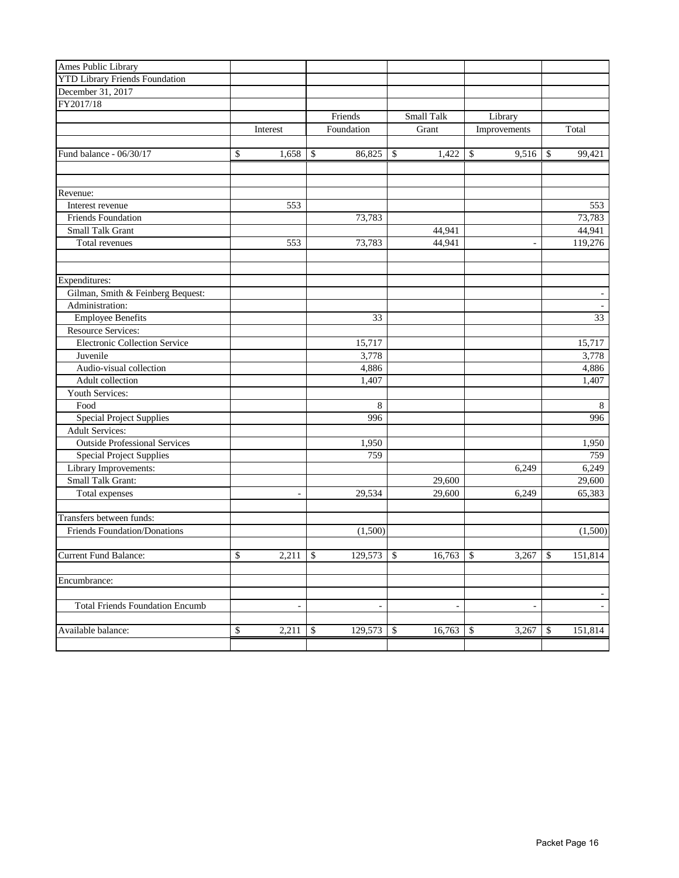| Ames Public Library | | | | | |
|---|---|---|---|---|---|
| YTD Library Friends Foundation | | | | | |
| December 31, 2017 | | | | | |
| FY2017/18 | | | | | |
| | | Friends | Small Talk | Library | |
| | Interest | Foundation | Grant | Improvements | Total |
| | | | | | |
| Fund balance - 06/30/17 | $ 1,658 | $ 86,825 | $ 1,422 | $ 9,516 | $ 99,421 |
| | | | | | |
| Revenue: | | | | | |
| Interest revenue | 553 | | | | 553 |
| Friends Foundation | | 73,783 | | | 73,783 |
| Small Talk Grant | | | 44,941 | | 44,941 |
| Total revenues | 553 | 73,783 | 44,941 | - | 119,276 |
| | | | | | |
| Expenditures: | | | | | |
| Gilman, Smith & Feinberg Bequest: | | | | | - |
| Administration: | | | | | - |
| Employee Benefits | | 33 | | | 33 |
| Resource Services: | | | | | |
| Electronic Collection Service | | 15,717 | | | 15,717 |
| Juvenile | | 3,778 | | | 3,778 |
| Audio-visual collection | | 4,886 | | | 4,886 |
| Adult collection | | 1,407 | | | 1,407 |
| Youth Services: | | | | | |
| Food | | 8 | | | 8 |
| Special Project Supplies | | 996 | | | 996 |
| Adult Services: | | | | | |
| Outside Professional Services | | 1,950 | | | 1,950 |
| Special Project Supplies | | 759 | | | 759 |
| Library Improvements: | | | | 6,249 | 6,249 |
| Small Talk Grant: | | | 29,600 | | 29,600 |
| Total expenses | - | 29,534 | 29,600 | 6,249 | 65,383 |
| | | | | | |
| Transfers between funds: | | | | | |
| Friends Foundation/Donations | | (1,500) | | | (1,500) |
| | | | | | |
| Current Fund Balance: | $ 2,211 | $ 129,573 | $ 16,763 | $ 3,267 | $ 151,814 |
| | | | | | |
| Encumbrance: | | | | | |
| | | | | | - |
| Total Friends Foundation Encumb | - | - | - | - | - |
| | | | | | |
| Available balance: | $ 2,211 | $ 129,573 | $ 16,763 | $ 3,267 | $ 151,814 |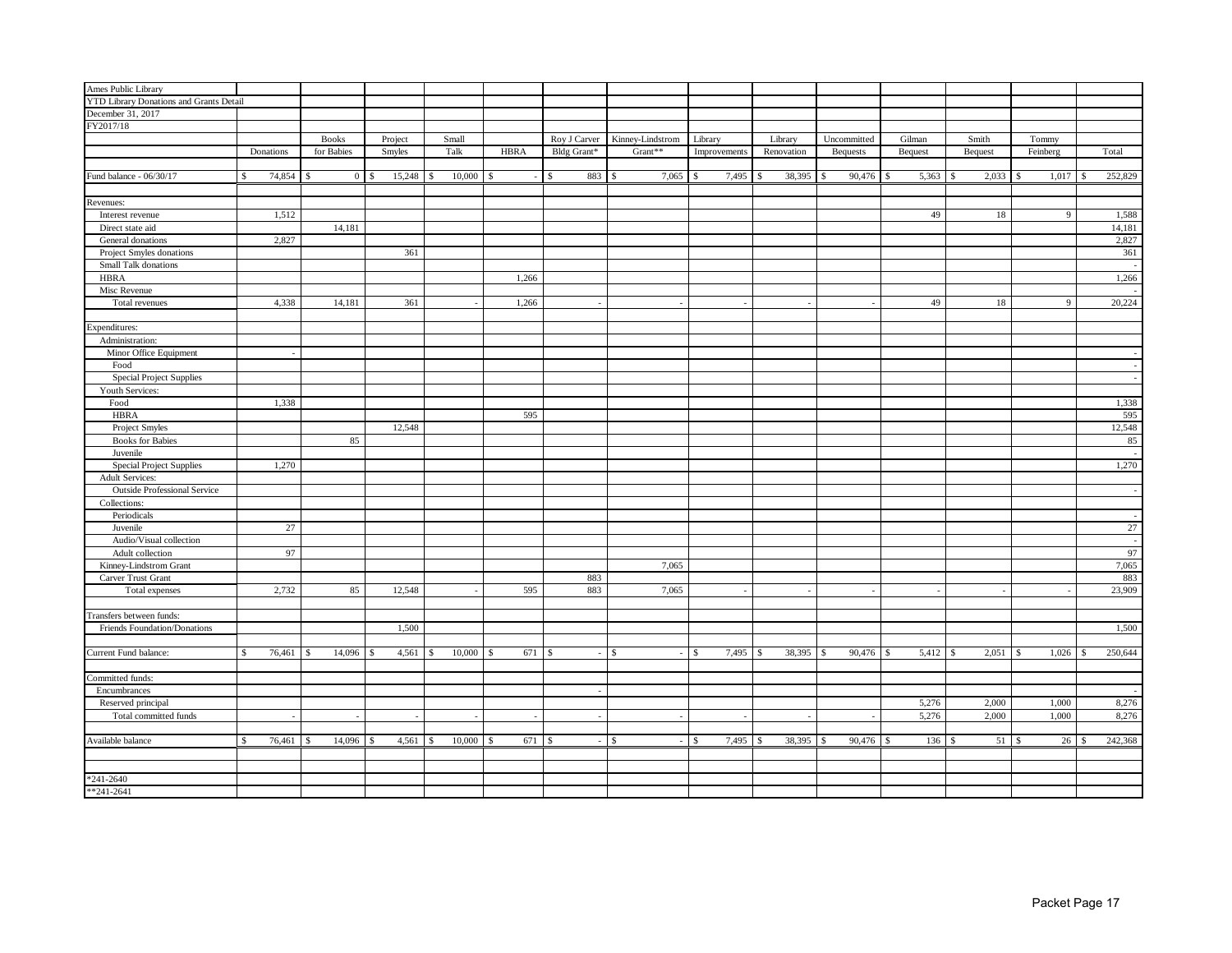Ames Public Library
YTD Library Donations and Grants Detail
December 31, 2017
FY2017/18

| | Donations | Books for Babies | Project Smyles | Small Talk | HBRA | Roy J Carver Bldg Grant* | Kinney-Lindstrom Grant** | Library Improvements | Library Renovation | Uncommitted Bequests | Gilman Bequest | Smith Bequest | Tommy Feinberg | Total |
|---|---|---|---|---|---|---|---|---|---|---|---|---|---|---|
| Fund balance - 06/30/17 | $ 74,854 | $ 0 | $ 15,248 | $ 10,000 | $ - | $ 883 | $ 7,065 | $ 7,495 | $ 38,395 | $ 90,476 | $ 5,363 | $ 2,033 | $ 1,017 | $ 252,829 |
| Revenues: | | | | | | | | | | | | | | |
| Interest revenue | 1,512 | | | | | | | | | | 49 | 18 | 9 | 1,588 |
| Direct state aid | | 14,181 | | | | | | | | | | | | 14,181 |
| General donations | 2,827 | | | | | | | | | | | | | 2,827 |
| Project Smyles donations | | | 361 | | | | | | | | | | | 361 |
| Small Talk donations | | | | | | | | | | | | | | - |
| HBRA | | | | | 1,266 | | | | | | | | | 1,266 |
| Misc Revenue | | | | | | | | | | | | | | - |
| Total revenues | 4,338 | 14,181 | 361 | - | 1,266 | - | - | - | - | - | 49 | 18 | 9 | 20,224 |
| Expenditures: | | | | | | | | | | | | | | |
| Administration: | | | | | | | | | | | | | | |
| Minor Office Equipment | - | | | | | | | | | | | | | - |
| Food | | | | | | | | | | | | | | - |
| Special Project Supplies | | | | | | | | | | | | | | - |
| Youth Services: | | | | | | | | | | | | | | |
| Food | 1,338 | | | | | | | | | | | | | 1,338 |
| HBRA | | | | | 595 | | | | | | | | | 595 |
| Project Smyles | | | 12,548 | | | | | | | | | | | 12,548 |
| Books for Babies | | 85 | | | | | | | | | | | | 85 |
| Juvenile | | | | | | | | | | | | | | - |
| Special Project Supplies | 1,270 | | | | | | | | | | | | | 1,270 |
| Adult Services: | | | | | | | | | | | | | | |
| Outside Professional Service | | | | | | | | | | | | | | - |
| Collections: | | | | | | | | | | | | | | |
| Periodicals | | | | | | | | | | | | | | - |
| Juvenile | 27 | | | | | | | | | | | | | 27 |
| Audio/Visual collection | | | | | | | | | | | | | | - |
| Adult collection | 97 | | | | | | | | | | | | | 97 |
| Kinney-Lindstrom Grant | | | | | | | 7,065 | | | | | | | 7,065 |
| Carver Trust Grant | | | | | | 883 | | | | | | | | 883 |
| Total expenses | 2,732 | 85 | 12,548 | - | 595 | 883 | 7,065 | - | - | - | - | - | - | 23,909 |
| Transfers between funds: | | | | | | | | | | | | | | |
| Friends Foundation/Donations | | | 1,500 | | | | | | | | | | | 1,500 |
| Current Fund balance: | $ 76,461 | $ 14,096 | $ 4,561 | $ 10,000 | $ 671 | $ - | $ - | $ 7,495 | $ 38,395 | $ 90,476 | $ 5,412 | $ 2,051 | $ 1,026 | $ 250,644 |
| Committed funds: | | | | | | | | | | | | | | |
| Encumbrances | | | | | | - | | | | | | | | - |
| Reserved principal | | | | | | | | | | | 5,276 | 2,000 | 1,000 | 8,276 |
| Total committed funds | - | - | - | - | - | - | - | - | - | - | 5,276 | 2,000 | 1,000 | 8,276 |
| Available balance | $ 76,461 | $ 14,096 | $ 4,561 | $ 10,000 | $ 671 | $ - | $ - | $ 7,495 | $ 38,395 | $ 90,476 | $ 136 | $ 51 | $ 26 | $ 242,368 |

*241-2640
**241-2641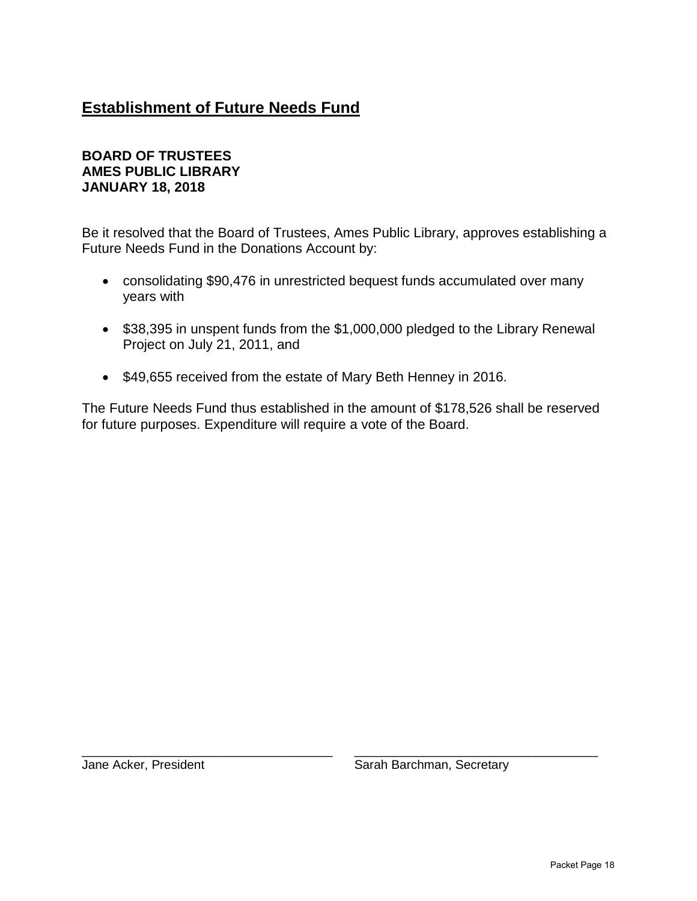## Establishment of Future Needs Fund

**BOARD OF TRUSTEES**
**AMES PUBLIC LIBRARY**
**JANUARY 18, 2018**

Be it resolved that the Board of Trustees, Ames Public Library, approves establishing a Future Needs Fund in the Donations Account by:

- consolidating $90,476 in unrestricted bequest funds accumulated over many years with
- $38,395 in unspent funds from the $1,000,000 pledged to the Library Renewal Project on July 21, 2011, and
- $49,655 received from the estate of Mary Beth Henney in 2016.

The Future Needs Fund thus established in the amount of $178,526 shall be reserved for future purposes. Expenditure will require a vote of the Board.

___________________________________ ___________________________________
Jane Acker, President Sarah Barchman, Secretary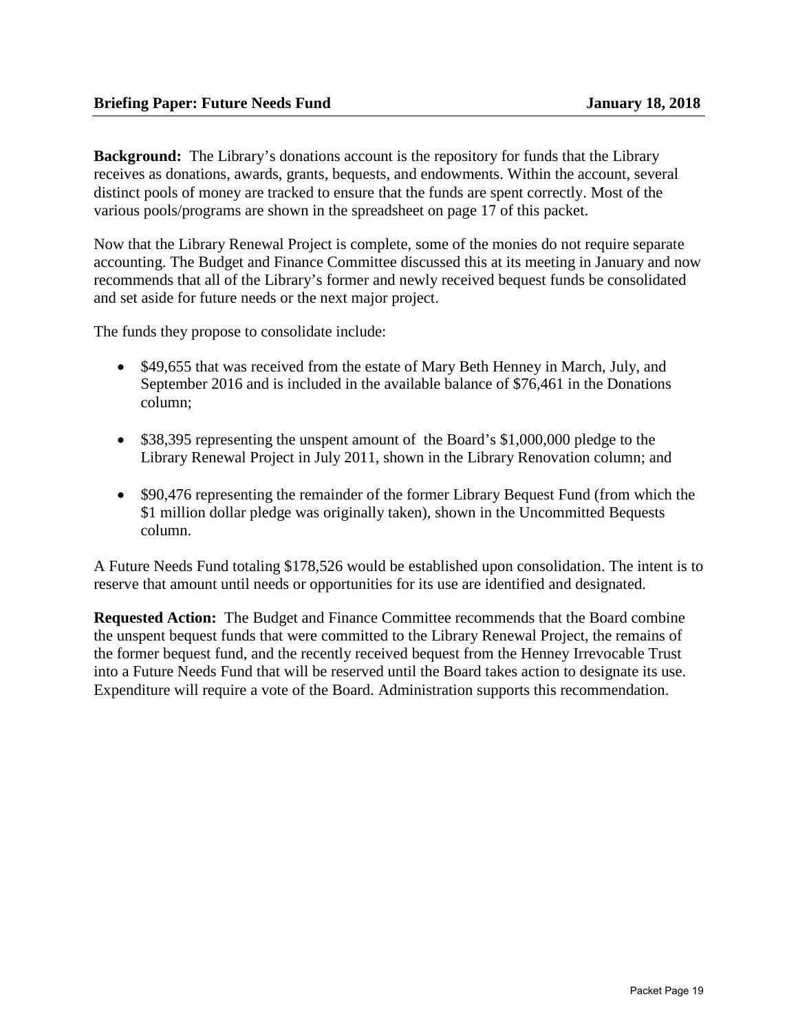**Briefing Paper: Future Needs Fund** **January 18, 2018**

**Background:** The Library's donations account is the repository for funds that the Library receives as donations, awards, grants, bequests, and endowments. Within the account, several distinct pools of money are tracked to ensure that the funds are spent correctly. Most of the various pools/programs are shown in the spreadsheet on page 17 of this packet.

Now that the Library Renewal Project is complete, some of the monies do not require separate accounting. The Budget and Finance Committee discussed this at its meeting in January and now recommends that all of the Library's former and newly received bequest funds be consolidated and set aside for future needs or the next major project.

The funds they propose to consolidate include:

- \$49,655 that was received from the estate of Mary Beth Henney in March, July, and September 2016 and is included in the available balance of \$76,461 in the Donations column;
- \$38,395 representing the unspent amount of the Board's \$1,000,000 pledge to the Library Renewal Project in July 2011, shown in the Library Renovation column; and
- \$90,476 representing the remainder of the former Library Bequest Fund (from which the \$1 million dollar pledge was originally taken), shown in the Uncommitted Bequests column.

A Future Needs Fund totaling \$178,526 would be established upon consolidation. The intent is to reserve that amount until needs or opportunities for its use are identified and designated.

**Requested Action:** The Budget and Finance Committee recommends that the Board combine the unspent bequest funds that were committed to the Library Renewal Project, the remains of the former bequest fund, and the recently received bequest from the Henney Irrevocable Trust into a Future Needs Fund that will be reserved until the Board takes action to designate its use. Expenditure will require a vote of the Board. Administration supports this recommendation.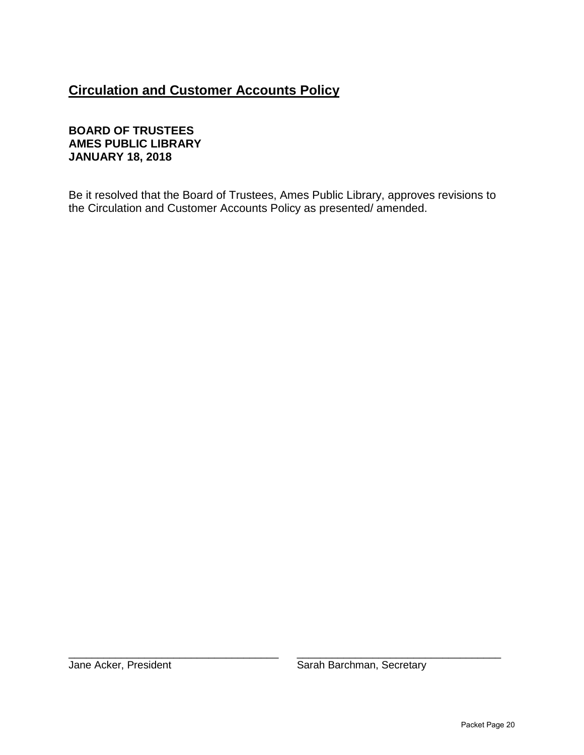## Circulation and Customer Accounts Policy

**BOARD OF TRUSTEES**
**AMES PUBLIC LIBRARY**
**JANUARY 18, 2018**

Be it resolved that the Board of Trustees, Ames Public Library, approves revisions to the Circulation and Customer Accounts Policy as presented/ amended.

\_\_\_\_\_\_\_\_\_\_\_\_\_\_\_\_\_\_\_\_\_\_\_\_\_\_\_\_\_\_\_\_\_\_
Jane Acker, President

\_\_\_\_\_\_\_\_\_\_\_\_\_\_\_\_\_\_\_\_\_\_\_\_\_\_\_\_\_\_\_\_\_\_
Sarah Barchman, Secretary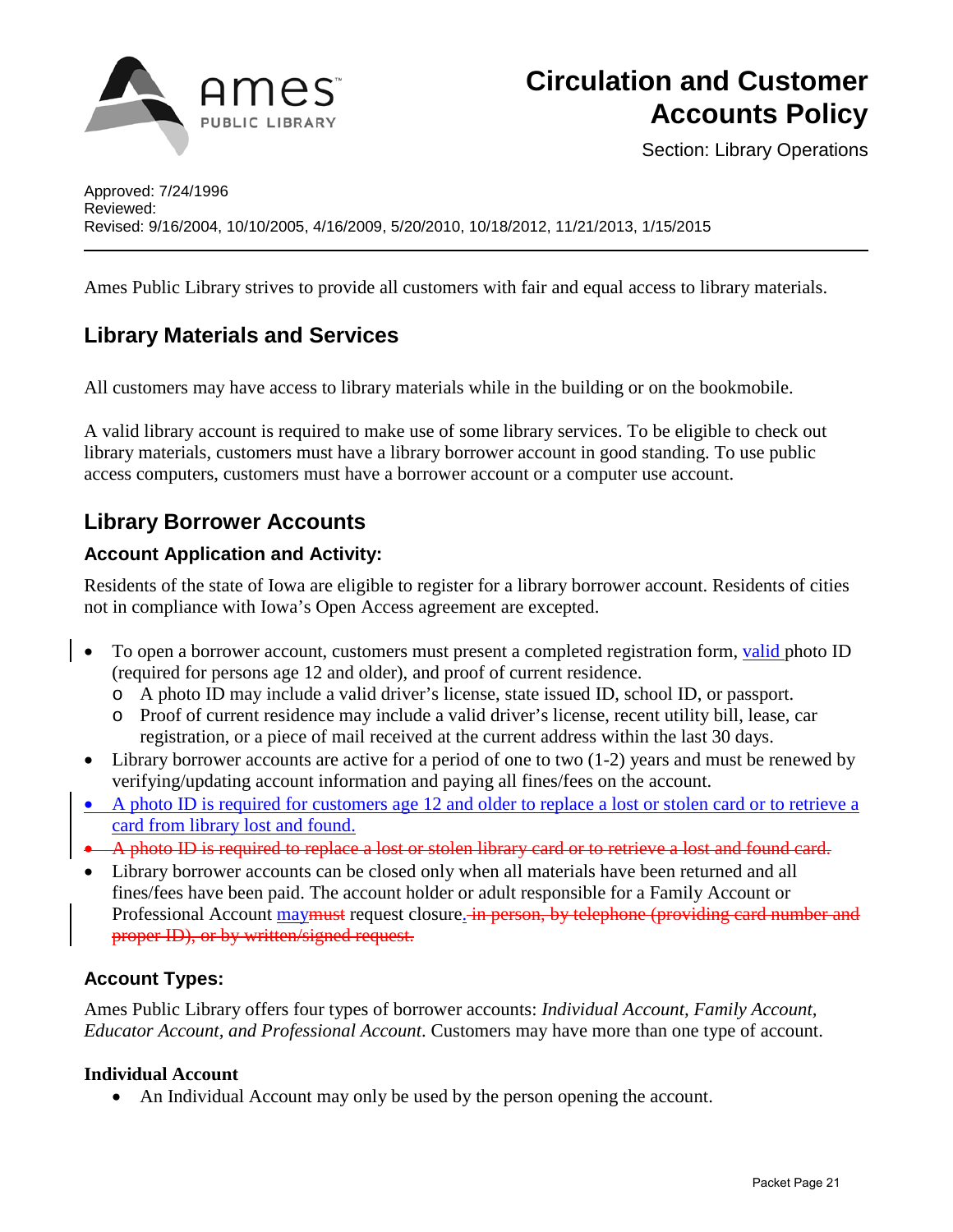# Circulation and Customer Accounts Policy

Section: Library Operations

Approved: 7/24/1996
Reviewed:
Revised: 9/16/2004, 10/10/2005, 4/16/2009, 5/20/2010, 10/18/2012, 11/21/2013, 1/15/2015

---

Ames Public Library strives to provide all customers with fair and equal access to library materials.

## Library Materials and Services

All customers may have access to library materials while in the building or on the bookmobile.

A valid library account is required to make use of some library services. To be eligible to check out library materials, customers must have a library borrower account in good standing. To use public access computers, customers must have a borrower account or a computer use account.

## Library Borrower Accounts

### Account Application and Activity:

Residents of the state of Iowa are eligible to register for a library borrower account. Residents of cities not in compliance with Iowa's Open Access agreement are excepted.

- To open a borrower account, customers must present a completed registration form, valid photo ID (required for persons age 12 and older), and proof of current residence.
  - A photo ID may include a valid driver's license, state issued ID, school ID, or passport.
  - Proof of current residence may include a valid driver's license, recent utility bill, lease, car registration, or a piece of mail received at the current address within the last 30 days.
- Library borrower accounts are active for a period of one to two (1-2) years and must be renewed by verifying/updating account information and paying all fines/fees on the account.
- A photo ID is required for customers age 12 and older to replace a lost or stolen card or to retrieve a card from library lost and found.
- ~~A photo ID is required to replace a lost or stolen library card or to retrieve a lost and found card.~~
- Library borrower accounts can be closed only when all materials have been returned and all fines/fees have been paid. The account holder or adult responsible for a Family Account or Professional Account may~~must~~ request closure.~~ in person, by telephone (providing card number and proper ID), or by written/signed request.~~

### Account Types:

Ames Public Library offers four types of borrower accounts: *Individual Account, Family Account, Educator Account, and Professional Account*. Customers may have more than one type of account.

**Individual Account**

- An Individual Account may only be used by the person opening the account.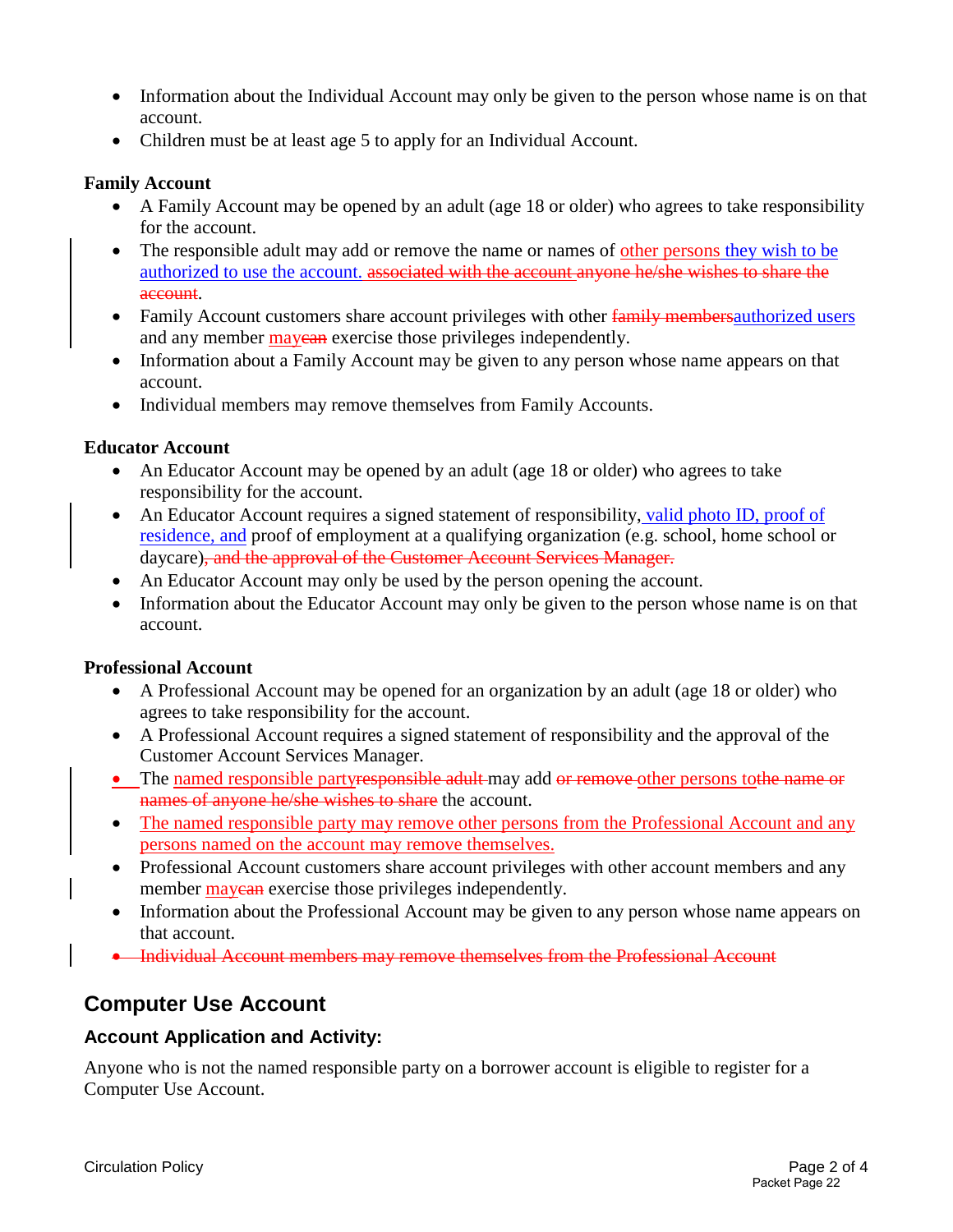- Information about the Individual Account may only be given to the person whose name is on that account.
- Children must be at least age 5 to apply for an Individual Account.

**Family Account**

- A Family Account may be opened by an adult (age 18 or older) who agrees to take responsibility for the account.
- The responsible adult may add or remove the name or names of other persons they wish to be authorized to use the account. ~~associated with the account~~ ~~anyone he/she wishes to share the account~~.
- Family Account customers share account privileges with other ~~family members~~authorized users and any member may~~can~~ exercise those privileges independently.
- Information about a Family Account may be given to any person whose name appears on that account.
- Individual members may remove themselves from Family Accounts.

**Educator Account**

- An Educator Account may be opened by an adult (age 18 or older) who agrees to take responsibility for the account.
- An Educator Account requires a signed statement of responsibility, valid photo ID, proof of residence, and proof of employment at a qualifying organization (e.g. school, home school or daycare)~~, and the approval of the Customer Account Services Manager.~~
- An Educator Account may only be used by the person opening the account.
- Information about the Educator Account may only be given to the person whose name is on that account.

**Professional Account**

- A Professional Account may be opened for an organization by an adult (age 18 or older) who agrees to take responsibility for the account.
- A Professional Account requires a signed statement of responsibility and the approval of the Customer Account Services Manager.
- The named responsible party~~responsible adult~~ may add ~~or remove~~ other persons to~~the name or names of anyone he/she wishes to share~~ the account.
- The named responsible party may remove other persons from the Professional Account and any persons named on the account may remove themselves.
- Professional Account customers share account privileges with other account members and any member may~~can~~ exercise those privileges independently.
- Information about the Professional Account may be given to any person whose name appears on that account.
- ~~Individual Account members may remove themselves from the Professional Account~~

## Computer Use Account

### Account Application and Activity:

Anyone who is not the named responsible party on a borrower account is eligible to register for a Computer Use Account.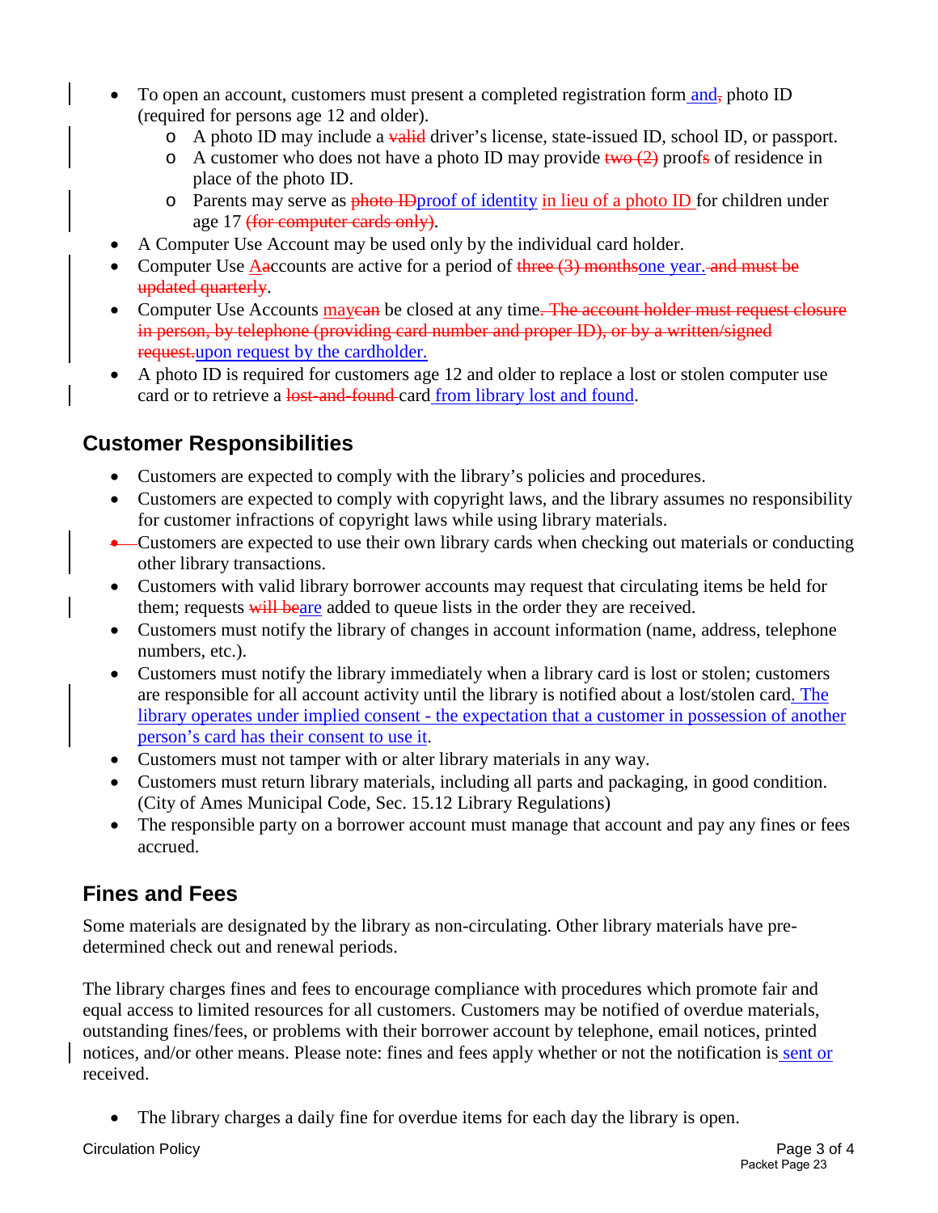- To open an account, customers must present a completed registration form and~~,~~ photo ID (required for persons age 12 and older).
  - A photo ID may include a ~~valid~~ driver's license, state-issued ID, school ID, or passport.
  - A customer who does not have a photo ID may provide ~~two (2)~~ proof~~s~~ of residence in place of the photo ID.
  - Parents may serve as ~~photo ID~~proof of identity in lieu of a photo ID for children under age 17 ~~(for computer cards only)~~.
- A Computer Use Account may be used only by the individual card holder.
- Computer Use A~~a~~ccounts are active for a period of ~~three (3) months~~one year.~~ and must be updated quarterly~~.
- Computer Use Accounts may~~can~~ be closed at any time~~. The account holder must request closure in person, by telephone (providing card number and proper ID), or by a written/signed request.~~upon request by the cardholder.
- A photo ID is required for customers age 12 and older to replace a lost or stolen computer use card or to retrieve a ~~lost-and-found~~ card from library lost and found.

## Customer Responsibilities

- Customers are expected to comply with the library's policies and procedures.
- Customers are expected to comply with copyright laws, and the library assumes no responsibility for customer infractions of copyright laws while using library materials.
- Customers are expected to use their own library cards when checking out materials or conducting other library transactions.
- Customers with valid library borrower accounts may request that circulating items be held for them; requests ~~will be~~are added to queue lists in the order they are received.
- Customers must notify the library of changes in account information (name, address, telephone numbers, etc.).
- Customers must notify the library immediately when a library card is lost or stolen; customers are responsible for all account activity until the library is notified about a lost/stolen card. The library operates under implied consent - the expectation that a customer in possession of another person's card has their consent to use it.
- Customers must not tamper with or alter library materials in any way.
- Customers must return library materials, including all parts and packaging, in good condition. (City of Ames Municipal Code, Sec. 15.12 Library Regulations)
- The responsible party on a borrower account must manage that account and pay any fines or fees accrued.

## Fines and Fees

Some materials are designated by the library as non-circulating. Other library materials have pre-determined check out and renewal periods.

The library charges fines and fees to encourage compliance with procedures which promote fair and equal access to limited resources for all customers. Customers may be notified of overdue materials, outstanding fines/fees, or problems with their borrower account by telephone, email notices, printed notices, and/or other means. Please note: fines and fees apply whether or not the notification is sent or received.

- The library charges a daily fine for overdue items for each day the library is open.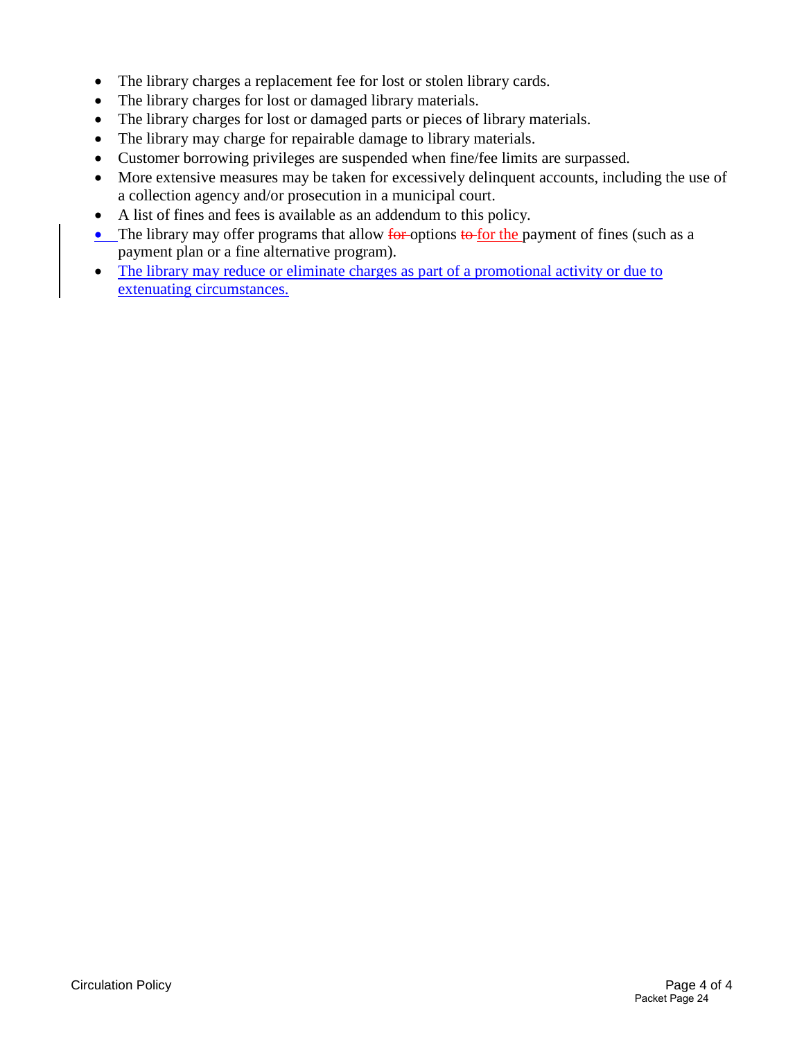- The library charges a replacement fee for lost or stolen library cards.
- The library charges for lost or damaged library materials.
- The library charges for lost or damaged parts or pieces of library materials.
- The library may charge for repairable damage to library materials.
- Customer borrowing privileges are suspended when fine/fee limits are surpassed.
- More extensive measures may be taken for excessively delinquent accounts, including the use of a collection agency and/or prosecution in a municipal court.
- A list of fines and fees is available as an addendum to this policy.
- The library may offer programs that allow ~~for~~ options ~~to~~ for the payment of fines (such as a payment plan or a fine alternative program).
- The library may reduce or eliminate charges as part of a promotional activity or due to extenuating circumstances.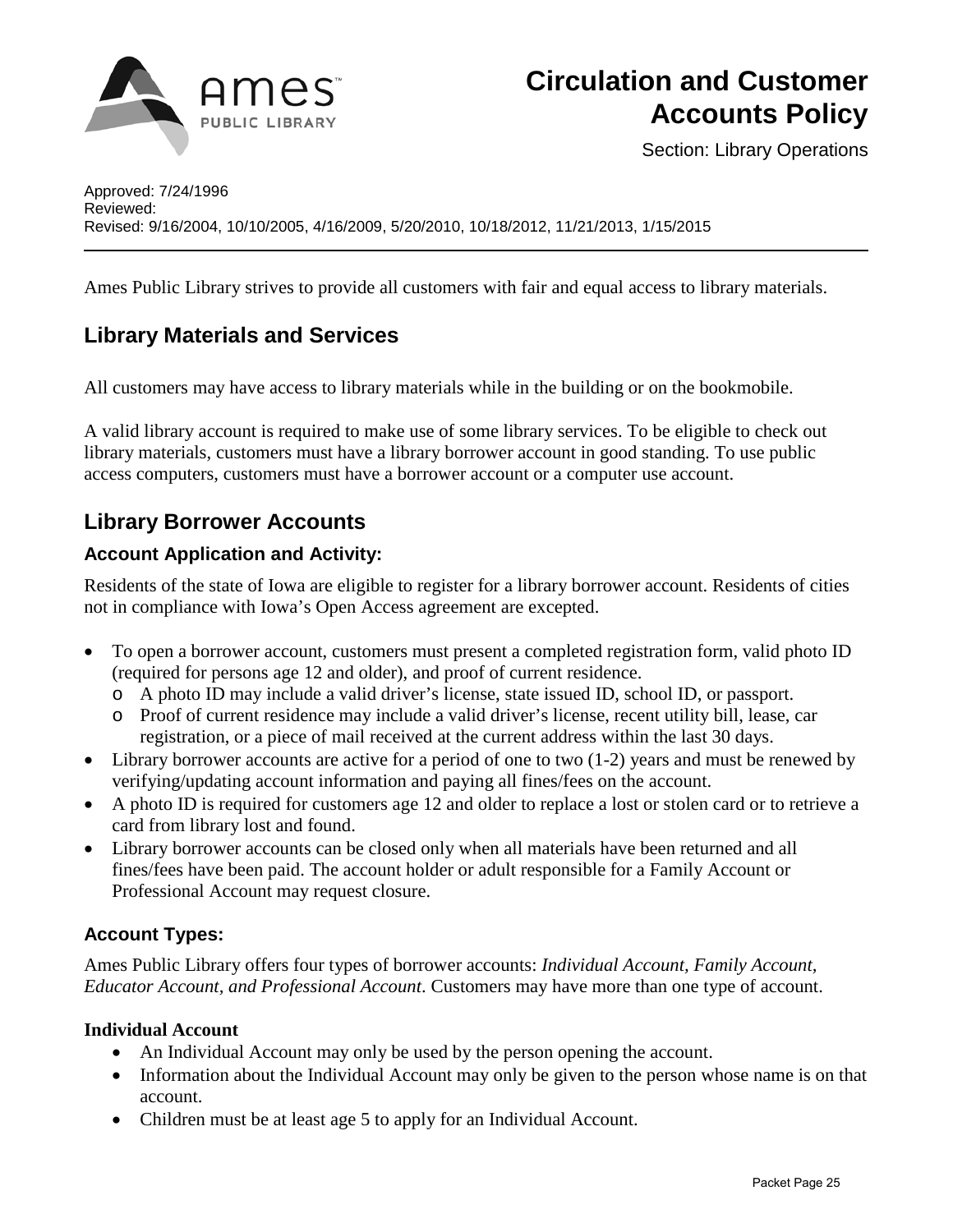# Circulation and Customer Accounts Policy

Section: Library Operations

Approved: 7/24/1996
Reviewed:
Revised: 9/16/2004, 10/10/2005, 4/16/2009, 5/20/2010, 10/18/2012, 11/21/2013, 1/15/2015

---

Ames Public Library strives to provide all customers with fair and equal access to library materials.

## Library Materials and Services

All customers may have access to library materials while in the building or on the bookmobile.

A valid library account is required to make use of some library services. To be eligible to check out library materials, customers must have a library borrower account in good standing. To use public access computers, customers must have a borrower account or a computer use account.

## Library Borrower Accounts

### Account Application and Activity:

Residents of the state of Iowa are eligible to register for a library borrower account. Residents of cities not in compliance with Iowa's Open Access agreement are excepted.

- To open a borrower account, customers must present a completed registration form, valid photo ID (required for persons age 12 and older), and proof of current residence.
  - A photo ID may include a valid driver's license, state issued ID, school ID, or passport.
  - Proof of current residence may include a valid driver's license, recent utility bill, lease, car registration, or a piece of mail received at the current address within the last 30 days.
- Library borrower accounts are active for a period of one to two (1-2) years and must be renewed by verifying/updating account information and paying all fines/fees on the account.
- A photo ID is required for customers age 12 and older to replace a lost or stolen card or to retrieve a card from library lost and found.
- Library borrower accounts can be closed only when all materials have been returned and all fines/fees have been paid. The account holder or adult responsible for a Family Account or Professional Account may request closure.

### Account Types:

Ames Public Library offers four types of borrower accounts: *Individual Account, Family Account, Educator Account, and Professional Account*. Customers may have more than one type of account.

**Individual Account**

- An Individual Account may only be used by the person opening the account.
- Information about the Individual Account may only be given to the person whose name is on that account.
- Children must be at least age 5 to apply for an Individual Account.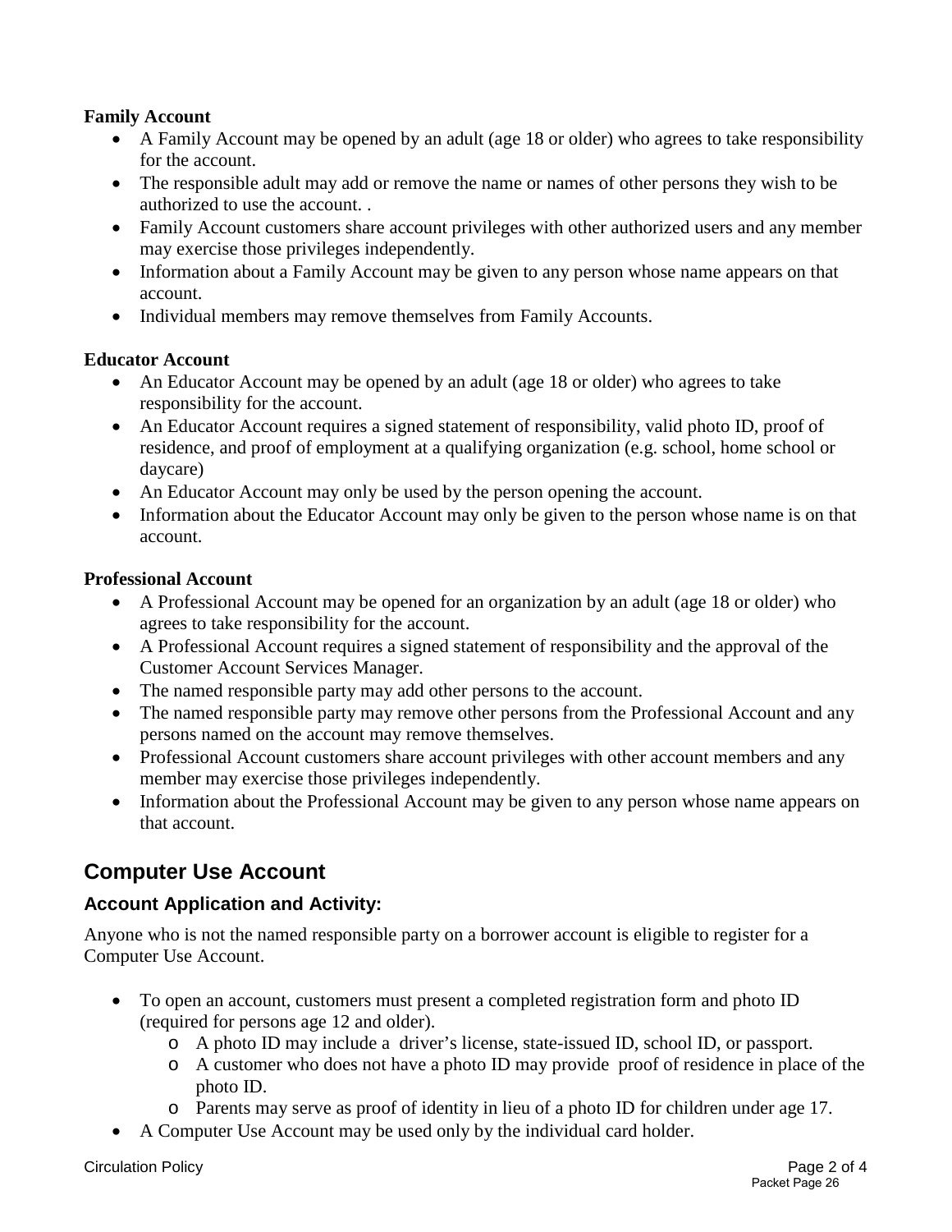**Family Account**

- A Family Account may be opened by an adult (age 18 or older) who agrees to take responsibility for the account.
- The responsible adult may add or remove the name or names of other persons they wish to be authorized to use the account. .
- Family Account customers share account privileges with other authorized users and any member may exercise those privileges independently.
- Information about a Family Account may be given to any person whose name appears on that account.
- Individual members may remove themselves from Family Accounts.

**Educator Account**

- An Educator Account may be opened by an adult (age 18 or older) who agrees to take responsibility for the account.
- An Educator Account requires a signed statement of responsibility, valid photo ID, proof of residence, and proof of employment at a qualifying organization (e.g. school, home school or daycare)
- An Educator Account may only be used by the person opening the account.
- Information about the Educator Account may only be given to the person whose name is on that account.

**Professional Account**

- A Professional Account may be opened for an organization by an adult (age 18 or older) who agrees to take responsibility for the account.
- A Professional Account requires a signed statement of responsibility and the approval of the Customer Account Services Manager.
- The named responsible party may add other persons to the account.
- The named responsible party may remove other persons from the Professional Account and any persons named on the account may remove themselves.
- Professional Account customers share account privileges with other account members and any member may exercise those privileges independently.
- Information about the Professional Account may be given to any person whose name appears on that account.

## Computer Use Account

### Account Application and Activity:

Anyone who is not the named responsible party on a borrower account is eligible to register for a Computer Use Account.

- To open an account, customers must present a completed registration form and photo ID (required for persons age 12 and older).
  - A photo ID may include a driver's license, state-issued ID, school ID, or passport.
  - A customer who does not have a photo ID may provide proof of residence in place of the photo ID.
  - Parents may serve as proof of identity in lieu of a photo ID for children under age 17.
- A Computer Use Account may be used only by the individual card holder.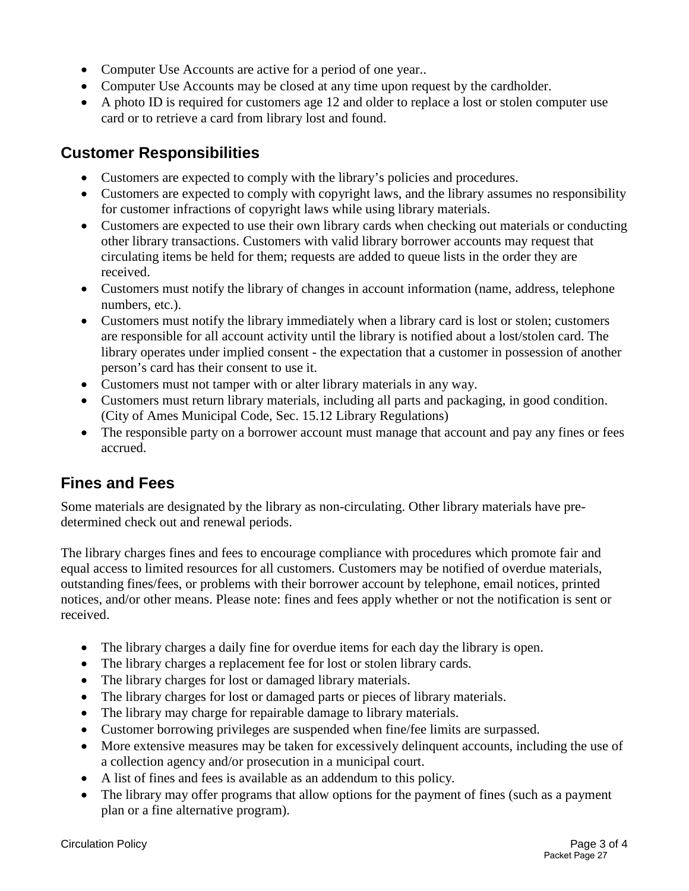- Computer Use Accounts are active for a period of one year..
- Computer Use Accounts may be closed at any time upon request by the cardholder.
- A photo ID is required for customers age 12 and older to replace a lost or stolen computer use card or to retrieve a card from library lost and found.

## Customer Responsibilities

- Customers are expected to comply with the library's policies and procedures.
- Customers are expected to comply with copyright laws, and the library assumes no responsibility for customer infractions of copyright laws while using library materials.
- Customers are expected to use their own library cards when checking out materials or conducting other library transactions. Customers with valid library borrower accounts may request that circulating items be held for them; requests are added to queue lists in the order they are received.
- Customers must notify the library of changes in account information (name, address, telephone numbers, etc.).
- Customers must notify the library immediately when a library card is lost or stolen; customers are responsible for all account activity until the library is notified about a lost/stolen card. The library operates under implied consent - the expectation that a customer in possession of another person's card has their consent to use it.
- Customers must not tamper with or alter library materials in any way.
- Customers must return library materials, including all parts and packaging, in good condition. (City of Ames Municipal Code, Sec. 15.12 Library Regulations)
- The responsible party on a borrower account must manage that account and pay any fines or fees accrued.

## Fines and Fees

Some materials are designated by the library as non-circulating. Other library materials have pre-determined check out and renewal periods.

The library charges fines and fees to encourage compliance with procedures which promote fair and equal access to limited resources for all customers. Customers may be notified of overdue materials, outstanding fines/fees, or problems with their borrower account by telephone, email notices, printed notices, and/or other means. Please note: fines and fees apply whether or not the notification is sent or received.

- The library charges a daily fine for overdue items for each day the library is open.
- The library charges a replacement fee for lost or stolen library cards.
- The library charges for lost or damaged library materials.
- The library charges for lost or damaged parts or pieces of library materials.
- The library may charge for repairable damage to library materials.
- Customer borrowing privileges are suspended when fine/fee limits are surpassed.
- More extensive measures may be taken for excessively delinquent accounts, including the use of a collection agency and/or prosecution in a municipal court.
- A list of fines and fees is available as an addendum to this policy.
- The library may offer programs that allow options for the payment of fines (such as a payment plan or a fine alternative program).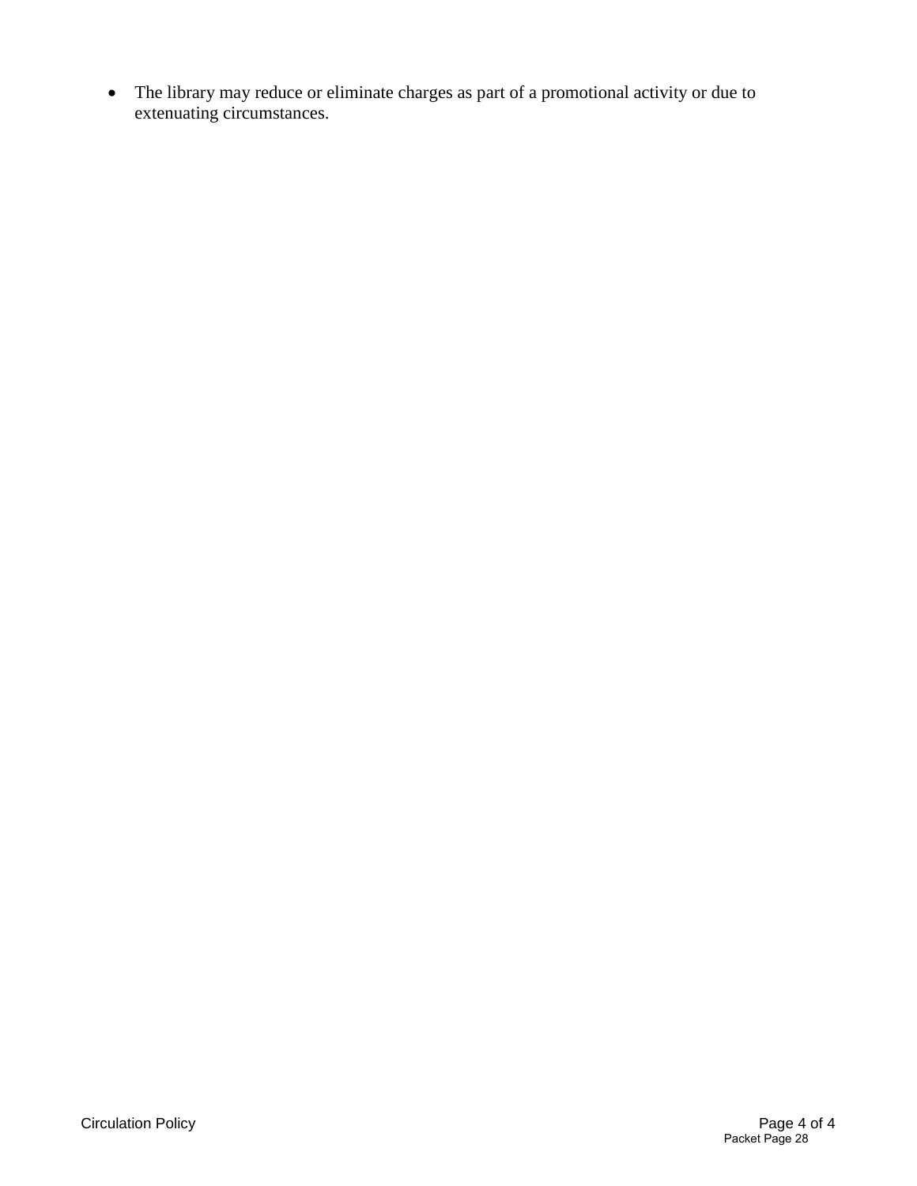- The library may reduce or eliminate charges as part of a promotional activity or due to extenuating circumstances.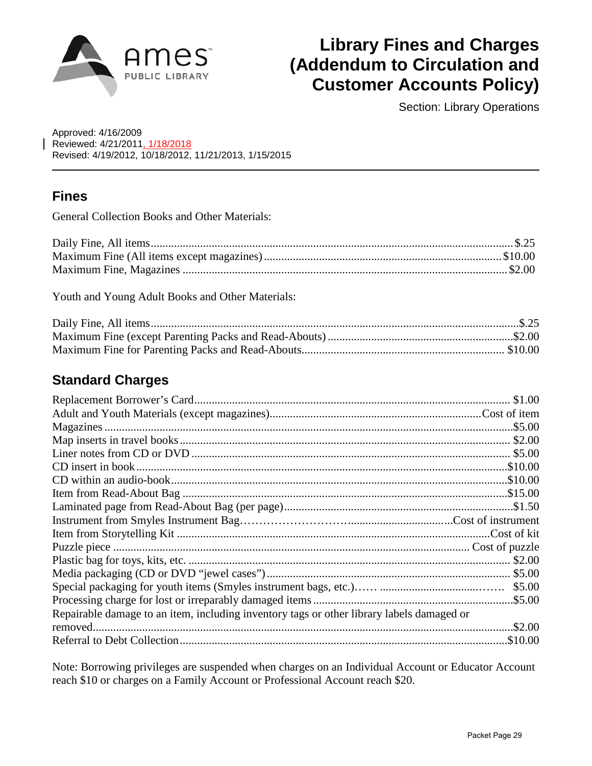Ames Public Library

# Library Fines and Charges (Addendum to Circulation and Customer Accounts Policy)

Section: Library Operations

Approved: 4/16/2009
Reviewed: 4/21/2011, 1/18/2018
Revised: 4/19/2012, 10/18/2012, 11/21/2013, 1/15/2015

---

## Fines

General Collection Books and Other Materials:

| | |
|---|---|
| Daily Fine, All items | $.25 |
| Maximum Fine (All items except magazines) | $10.00 |
| Maximum Fine, Magazines | $2.00 |

Youth and Young Adult Books and Other Materials:

| | |
|---|---|
| Daily Fine, All items | $.25 |
| Maximum Fine (except Parenting Packs and Read-Abouts) | $2.00 |
| Maximum Fine for Parenting Packs and Read-Abouts | $10.00 |

## Standard Charges

| | |
|---|---|
| Replacement Borrower's Card | $1.00 |
| Adult and Youth Materials (except magazines) | Cost of item |
| Magazines | $5.00 |
| Map inserts in travel books | $2.00 |
| Liner notes from CD or DVD | $5.00 |
| CD insert in book | $10.00 |
| CD within an audio-book | $10.00 |
| Item from Read-About Bag | $15.00 |
| Laminated page from Read-About Bag (per page) | $1.50 |
| Instrument from Smyles Instrument Bag | Cost of instrument |
| Item from Storytelling Kit | Cost of kit |
| Puzzle piece | Cost of puzzle |
| Plastic bag for toys, kits, etc. | $2.00 |
| Media packaging (CD or DVD "jewel cases") | $5.00 |
| Special packaging for youth items (Smyles instrument bags, etc.) | $5.00 |
| Processing charge for lost or irreparably damaged items | $5.00 |
| Repairable damage to an item, including inventory tags or other library labels damaged or removed | $2.00 |
| Referral to Debt Collection | $10.00 |

Note: Borrowing privileges are suspended when charges on an Individual Account or Educator Account reach $10 or charges on a Family Account or Professional Account reach $20.